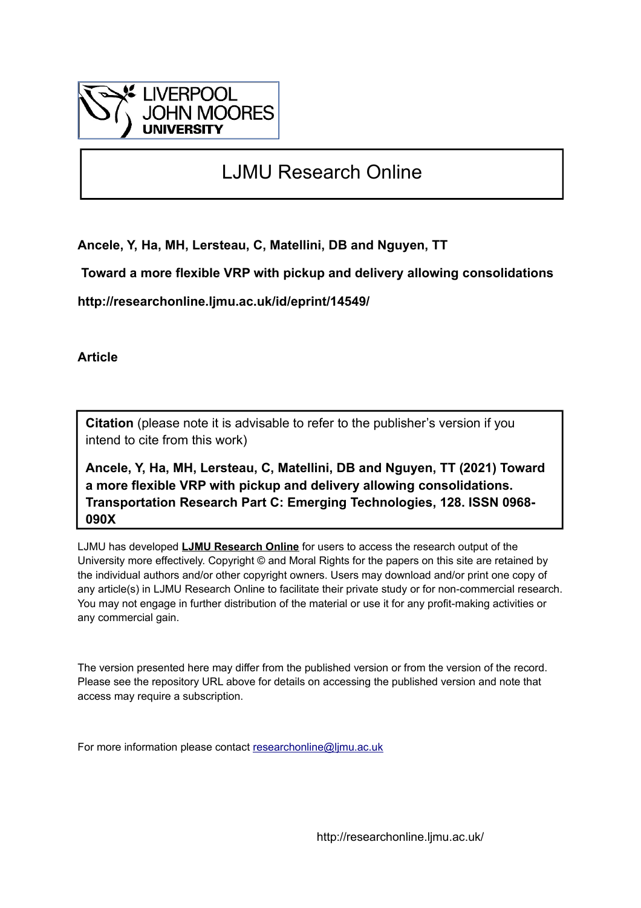LIVERPOOL JOHN MOORES UNIVERSITY

# LJMU Research Online

**Ancele, Y, Ha, MH, Lersteau, C, Matellini, DB and Nguyen, TT**

**Toward a more flexible VRP with pickup and delivery allowing consolidations**

**http://researchonline.ljmu.ac.uk/id/eprint/14549/**

**Article**

**Citation** (please note it is advisable to refer to the publisher's version if you intend to cite from this work)

**Ancele, Y, Ha, MH, Lersteau, C, Matellini, DB and Nguyen, TT (2021) Toward a more flexible VRP with pickup and delivery allowing consolidations. Transportation Research Part C: Emerging Technologies, 128. ISSN 0968-090X**

LJMU has developed **LJMU Research Online** for users to access the research output of the University more effectively. Copyright © and Moral Rights for the papers on this site are retained by the individual authors and/or other copyright owners. Users may download and/or print one copy of any article(s) in LJMU Research Online to facilitate their private study or for non-commercial research. You may not engage in further distribution of the material or use it for any profit-making activities or any commercial gain.

The version presented here may differ from the published version or from the version of the record. Please see the repository URL above for details on accessing the published version and note that access may require a subscription.

For more information please contact researchonline@ljmu.ac.uk

http://researchonline.ljmu.ac.uk/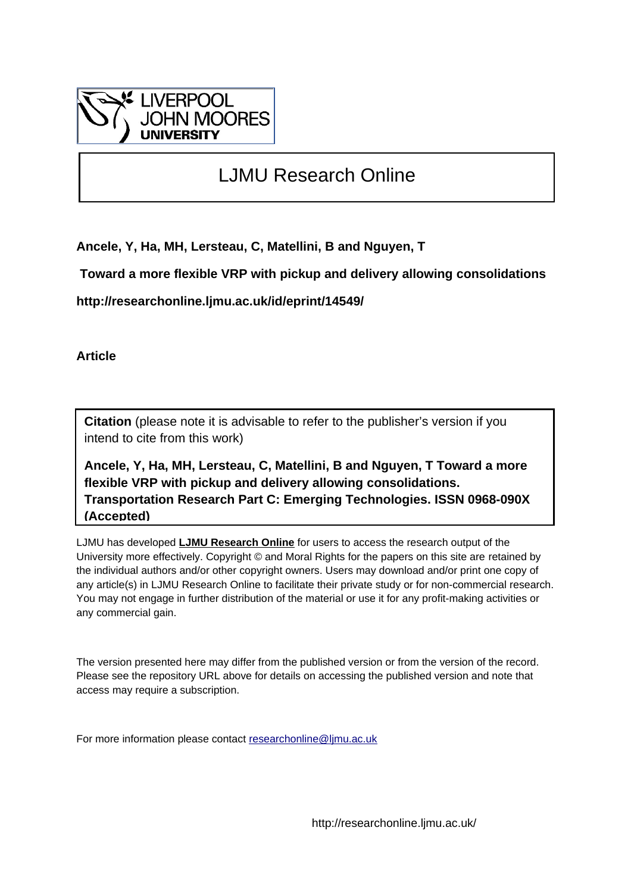# LJMU Research Online

**Ancele, Y, Ha, MH, Lersteau, C, Matellini, B and Nguyen, T**

**Toward a more flexible VRP with pickup and delivery allowing consolidations**

**http://researchonline.ljmu.ac.uk/id/eprint/14549/**

**Article**

**Citation** (please note it is advisable to refer to the publisher's version if you intend to cite from this work)

**Ancele, Y, Ha, MH, Lersteau, C, Matellini, B and Nguyen, T Toward a more flexible VRP with pickup and delivery allowing consolidations. Transportation Research Part C: Emerging Technologies. ISSN 0968-090X (Accepted)**

LJMU has developed **LJMU Research Online** for users to access the research output of the University more effectively. Copyright © and Moral Rights for the papers on this site are retained by the individual authors and/or other copyright owners. Users may download and/or print one copy of any article(s) in LJMU Research Online to facilitate their private study or for non-commercial research. You may not engage in further distribution of the material or use it for any profit-making activities or any commercial gain.

The version presented here may differ from the published version or from the version of the record. Please see the repository URL above for details on accessing the published version and note that access may require a subscription.

For more information please contact researchonline@ljmu.ac.uk

http://researchonline.ljmu.ac.uk/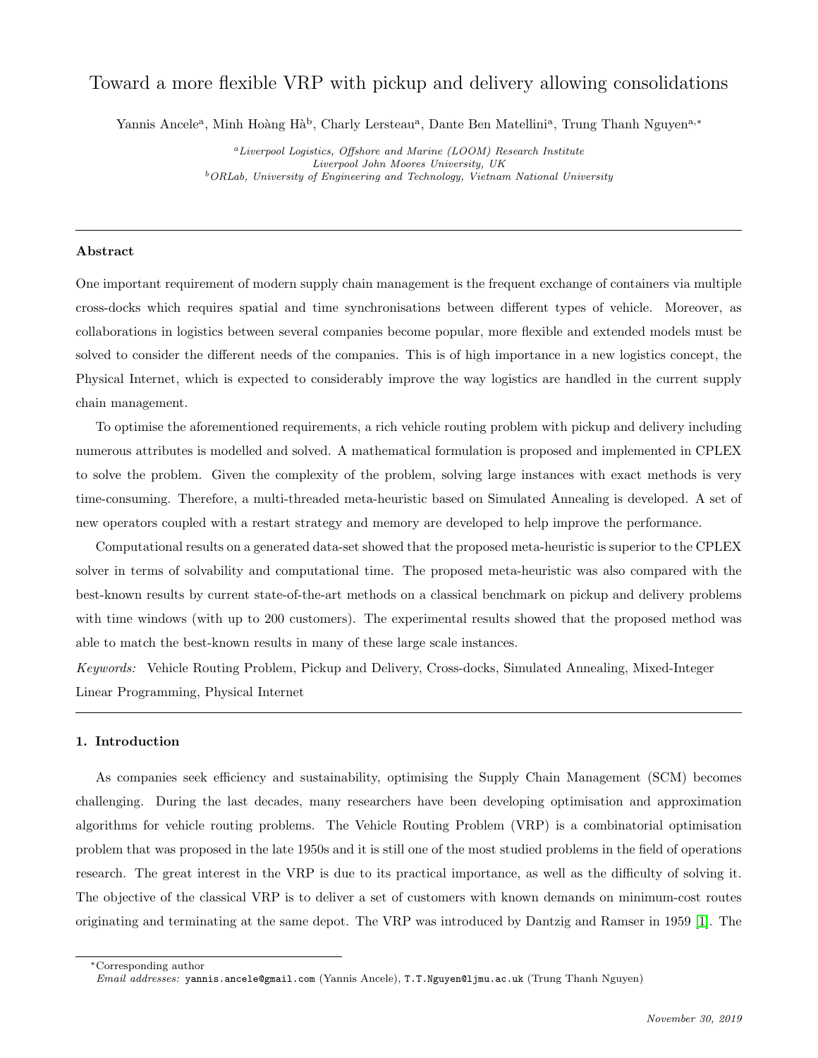# Toward a more flexible VRP with pickup and delivery allowing consolidations

Yannis Ancele[a], Minh Hoàng Hà[b], Charly Lersteau[a], Dante Ben Matellini[a], Trung Thanh Nguyen[a,*]

[a] *Liverpool Logistics, Offshore and Marine (LOOM) Research Institute*
*Liverpool John Moores University, UK*
[b] *ORLab, University of Engineering and Technology, Vietnam National University*

---

### Abstract

One important requirement of modern supply chain management is the frequent exchange of containers via multiple cross-docks which requires spatial and time synchronisations between different types of vehicle. Moreover, as collaborations in logistics between several companies become popular, more flexible and extended models must be solved to consider the different needs of the companies. This is of high importance in a new logistics concept, the Physical Internet, which is expected to considerably improve the way logistics are handled in the current supply chain management.

To optimise the aforementioned requirements, a rich vehicle routing problem with pickup and delivery including numerous attributes is modelled and solved. A mathematical formulation is proposed and implemented in CPLEX to solve the problem. Given the complexity of the problem, solving large instances with exact methods is very time-consuming. Therefore, a multi-threaded meta-heuristic based on Simulated Annealing is developed. A set of new operators coupled with a restart strategy and memory are developed to help improve the performance.

Computational results on a generated data-set showed that the proposed meta-heuristic is superior to the CPLEX solver in terms of solvability and computational time. The proposed meta-heuristic was also compared with the best-known results by current state-of-the-art methods on a classical benchmark on pickup and delivery problems with time windows (with up to 200 customers). The experimental results showed that the proposed method was able to match the best-known results in many of these large scale instances.

*Keywords:* Vehicle Routing Problem, Pickup and Delivery, Cross-docks, Simulated Annealing, Mixed-Integer Linear Programming, Physical Internet

---

## 1. Introduction

As companies seek efficiency and sustainability, optimising the Supply Chain Management (SCM) becomes challenging. During the last decades, many researchers have been developing optimisation and approximation algorithms for vehicle routing problems. The Vehicle Routing Problem (VRP) is a combinatorial optimisation problem that was proposed in the late 1950s and it is still one of the most studied problems in the field of operations research. The great interest in the VRP is due to its practical importance, as well as the difficulty of solving it. The objective of the classical VRP is to deliver a set of customers with known demands on minimum-cost routes originating and terminating at the same depot. The VRP was introduced by Dantzig and Ramser in 1959 [1]. The

---

*Corresponding author
*Email addresses:* yannis.ancele@gmail.com (Yannis Ancele), T.T.Nguyen@ljmu.ac.uk (Trung Thanh Nguyen)

*November 30, 2019*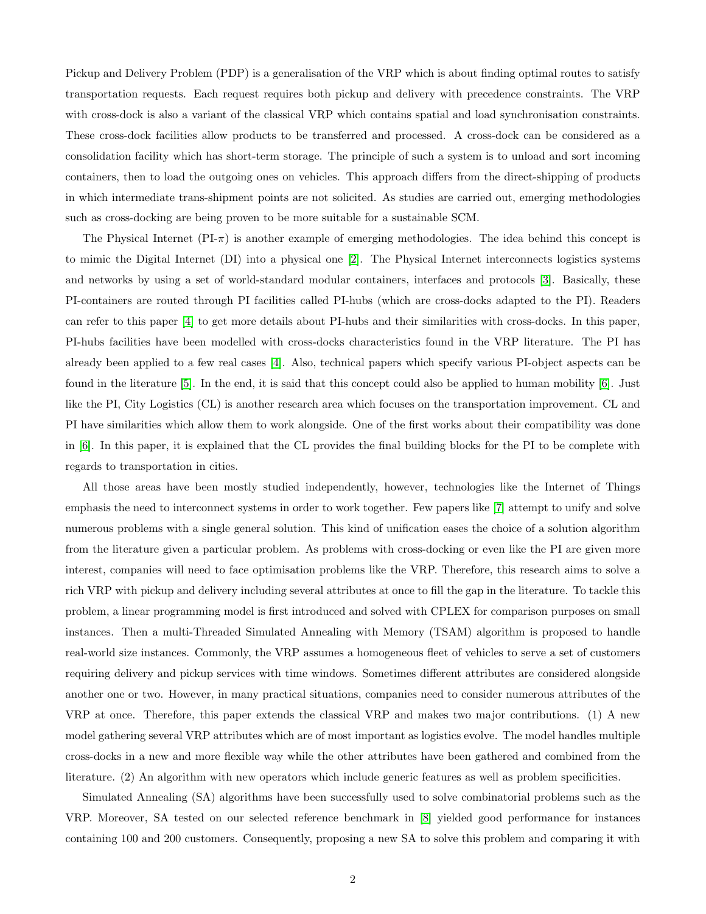Pickup and Delivery Problem (PDP) is a generalisation of the VRP which is about finding optimal routes to satisfy transportation requests. Each request requires both pickup and delivery with precedence constraints. The VRP with cross-dock is also a variant of the classical VRP which contains spatial and load synchronisation constraints. These cross-dock facilities allow products to be transferred and processed. A cross-dock can be considered as a consolidation facility which has short-term storage. The principle of such a system is to unload and sort incoming containers, then to load the outgoing ones on vehicles. This approach differs from the direct-shipping of products in which intermediate trans-shipment points are not solicited. As studies are carried out, emerging methodologies such as cross-docking are being proven to be more suitable for a sustainable SCM.

The Physical Internet (PI-$\pi$) is another example of emerging methodologies. The idea behind this concept is to mimic the Digital Internet (DI) into a physical one [2]. The Physical Internet interconnects logistics systems and networks by using a set of world-standard modular containers, interfaces and protocols [3]. Basically, these PI-containers are routed through PI facilities called PI-hubs (which are cross-docks adapted to the PI). Readers can refer to this paper [4] to get more details about PI-hubs and their similarities with cross-docks. In this paper, PI-hubs facilities have been modelled with cross-docks characteristics found in the VRP literature. The PI has already been applied to a few real cases [4]. Also, technical papers which specify various PI-object aspects can be found in the literature [5]. In the end, it is said that this concept could also be applied to human mobility [6]. Just like the PI, City Logistics (CL) is another research area which focuses on the transportation improvement. CL and PI have similarities which allow them to work alongside. One of the first works about their compatibility was done in [6]. In this paper, it is explained that the CL provides the final building blocks for the PI to be complete with regards to transportation in cities.

All those areas have been mostly studied independently, however, technologies like the Internet of Things emphasis the need to interconnect systems in order to work together. Few papers like [7] attempt to unify and solve numerous problems with a single general solution. This kind of unification eases the choice of a solution algorithm from the literature given a particular problem. As problems with cross-docking or even like the PI are given more interest, companies will need to face optimisation problems like the VRP. Therefore, this research aims to solve a rich VRP with pickup and delivery including several attributes at once to fill the gap in the literature. To tackle this problem, a linear programming model is first introduced and solved with CPLEX for comparison purposes on small instances. Then a multi-Threaded Simulated Annealing with Memory (TSAM) algorithm is proposed to handle real-world size instances. Commonly, the VRP assumes a homogeneous fleet of vehicles to serve a set of customers requiring delivery and pickup services with time windows. Sometimes different attributes are considered alongside another one or two. However, in many practical situations, companies need to consider numerous attributes of the VRP at once. Therefore, this paper extends the classical VRP and makes two major contributions. (1) A new model gathering several VRP attributes which are of most important as logistics evolve. The model handles multiple cross-docks in a new and more flexible way while the other attributes have been gathered and combined from the literature. (2) An algorithm with new operators which include generic features as well as problem specificities.

Simulated Annealing (SA) algorithms have been successfully used to solve combinatorial problems such as the VRP. Moreover, SA tested on our selected reference benchmark in [8] yielded good performance for instances containing 100 and 200 customers. Consequently, proposing a new SA to solve this problem and comparing it with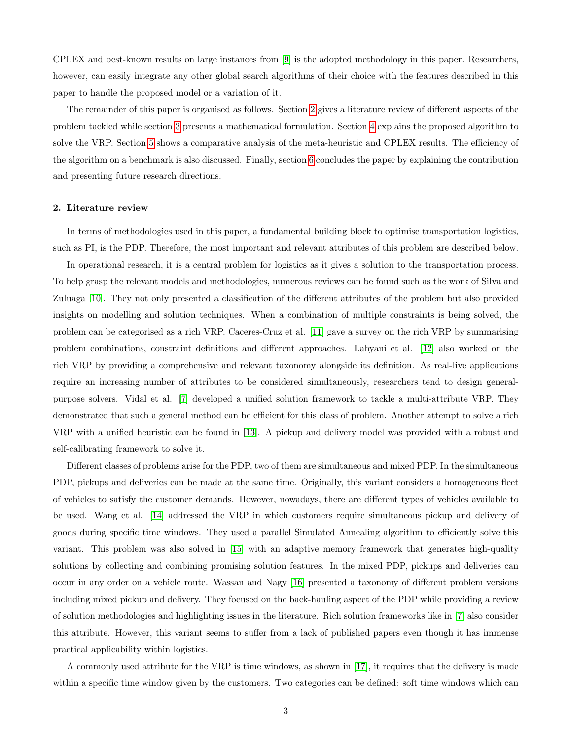CPLEX and best-known results on large instances from [9] is the adopted methodology in this paper. Researchers, however, can easily integrate any other global search algorithms of their choice with the features described in this paper to handle the proposed model or a variation of it.

The remainder of this paper is organised as follows. Section 2 gives a literature review of different aspects of the problem tackled while section 3 presents a mathematical formulation. Section 4 explains the proposed algorithm to solve the VRP. Section 5 shows a comparative analysis of the meta-heuristic and CPLEX results. The efficiency of the algorithm on a benchmark is also discussed. Finally, section 6 concludes the paper by explaining the contribution and presenting future research directions.

## 2. Literature review

In terms of methodologies used in this paper, a fundamental building block to optimise transportation logistics, such as PI, is the PDP. Therefore, the most important and relevant attributes of this problem are described below.

In operational research, it is a central problem for logistics as it gives a solution to the transportation process. To help grasp the relevant models and methodologies, numerous reviews can be found such as the work of Silva and Zuluaga [10]. They not only presented a classification of the different attributes of the problem but also provided insights on modelling and solution techniques. When a combination of multiple constraints is being solved, the problem can be categorised as a rich VRP. Caceres-Cruz et al. [11] gave a survey on the rich VRP by summarising problem combinations, constraint definitions and different approaches. Lahyani et al. [12] also worked on the rich VRP by providing a comprehensive and relevant taxonomy alongside its definition. As real-live applications require an increasing number of attributes to be considered simultaneously, researchers tend to design general-purpose solvers. Vidal et al. [7] developed a unified solution framework to tackle a multi-attribute VRP. They demonstrated that such a general method can be efficient for this class of problem. Another attempt to solve a rich VRP with a unified heuristic can be found in [13]. A pickup and delivery model was provided with a robust and self-calibrating framework to solve it.

Different classes of problems arise for the PDP, two of them are simultaneous and mixed PDP. In the simultaneous PDP, pickups and deliveries can be made at the same time. Originally, this variant considers a homogeneous fleet of vehicles to satisfy the customer demands. However, nowadays, there are different types of vehicles available to be used. Wang et al. [14] addressed the VRP in which customers require simultaneous pickup and delivery of goods during specific time windows. They used a parallel Simulated Annealing algorithm to efficiently solve this variant. This problem was also solved in [15] with an adaptive memory framework that generates high-quality solutions by collecting and combining promising solution features. In the mixed PDP, pickups and deliveries can occur in any order on a vehicle route. Wassan and Nagy [16] presented a taxonomy of different problem versions including mixed pickup and delivery. They focused on the back-hauling aspect of the PDP while providing a review of solution methodologies and highlighting issues in the literature. Rich solution frameworks like in [7] also consider this attribute. However, this variant seems to suffer from a lack of published papers even though it has immense practical applicability within logistics.

A commonly used attribute for the VRP is time windows, as shown in [17], it requires that the delivery is made within a specific time window given by the customers. Two categories can be defined: soft time windows which can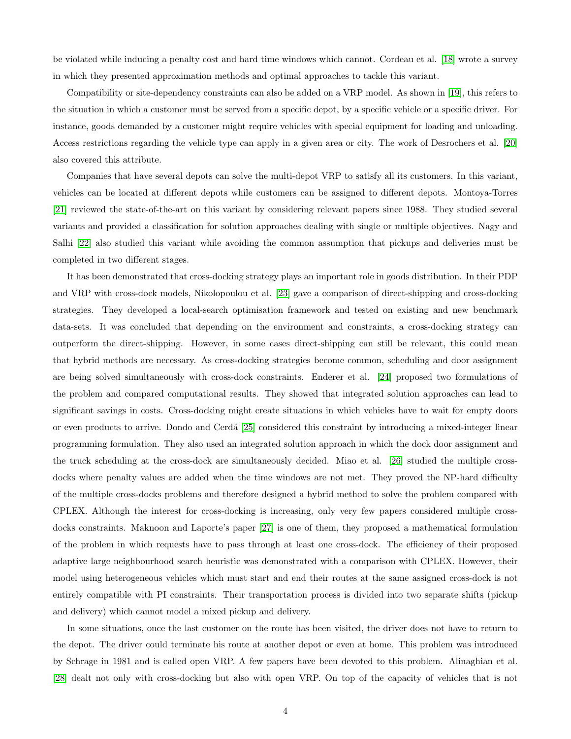be violated while inducing a penalty cost and hard time windows which cannot. Cordeau et al. [18] wrote a survey in which they presented approximation methods and optimal approaches to tackle this variant.

Compatibility or site-dependency constraints can also be added on a VRP model. As shown in [19], this refers to the situation in which a customer must be served from a specific depot, by a specific vehicle or a specific driver. For instance, goods demanded by a customer might require vehicles with special equipment for loading and unloading. Access restrictions regarding the vehicle type can apply in a given area or city. The work of Desrochers et al. [20] also covered this attribute.

Companies that have several depots can solve the multi-depot VRP to satisfy all its customers. In this variant, vehicles can be located at different depots while customers can be assigned to different depots. Montoya-Torres [21] reviewed the state-of-the-art on this variant by considering relevant papers since 1988. They studied several variants and provided a classification for solution approaches dealing with single or multiple objectives. Nagy and Salhi [22] also studied this variant while avoiding the common assumption that pickups and deliveries must be completed in two different stages.

It has been demonstrated that cross-docking strategy plays an important role in goods distribution. In their PDP and VRP with cross-dock models, Nikolopoulou et al. [23] gave a comparison of direct-shipping and cross-docking strategies. They developed a local-search optimisation framework and tested on existing and new benchmark data-sets. It was concluded that depending on the environment and constraints, a cross-docking strategy can outperform the direct-shipping. However, in some cases direct-shipping can still be relevant, this could mean that hybrid methods are necessary. As cross-docking strategies become common, scheduling and door assignment are being solved simultaneously with cross-dock constraints. Enderer et al. [24] proposed two formulations of the problem and compared computational results. They showed that integrated solution approaches can lead to significant savings in costs. Cross-docking might create situations in which vehicles have to wait for empty doors or even products to arrive. Dondo and Cerdá [25] considered this constraint by introducing a mixed-integer linear programming formulation. They also used an integrated solution approach in which the dock door assignment and the truck scheduling at the cross-dock are simultaneously decided. Miao et al. [26] studied the multiple cross-docks where penalty values are added when the time windows are not met. They proved the NP-hard difficulty of the multiple cross-docks problems and therefore designed a hybrid method to solve the problem compared with CPLEX. Although the interest for cross-docking is increasing, only very few papers considered multiple cross-docks constraints. Maknoon and Laporte's paper [27] is one of them, they proposed a mathematical formulation of the problem in which requests have to pass through at least one cross-dock. The efficiency of their proposed adaptive large neighbourhood search heuristic was demonstrated with a comparison with CPLEX. However, their model using heterogeneous vehicles which must start and end their routes at the same assigned cross-dock is not entirely compatible with PI constraints. Their transportation process is divided into two separate shifts (pickup and delivery) which cannot model a mixed pickup and delivery.

In some situations, once the last customer on the route has been visited, the driver does not have to return to the depot. The driver could terminate his route at another depot or even at home. This problem was introduced by Schrage in 1981 and is called open VRP. A few papers have been devoted to this problem. Alinaghian et al. [28] dealt not only with cross-docking but also with open VRP. On top of the capacity of vehicles that is not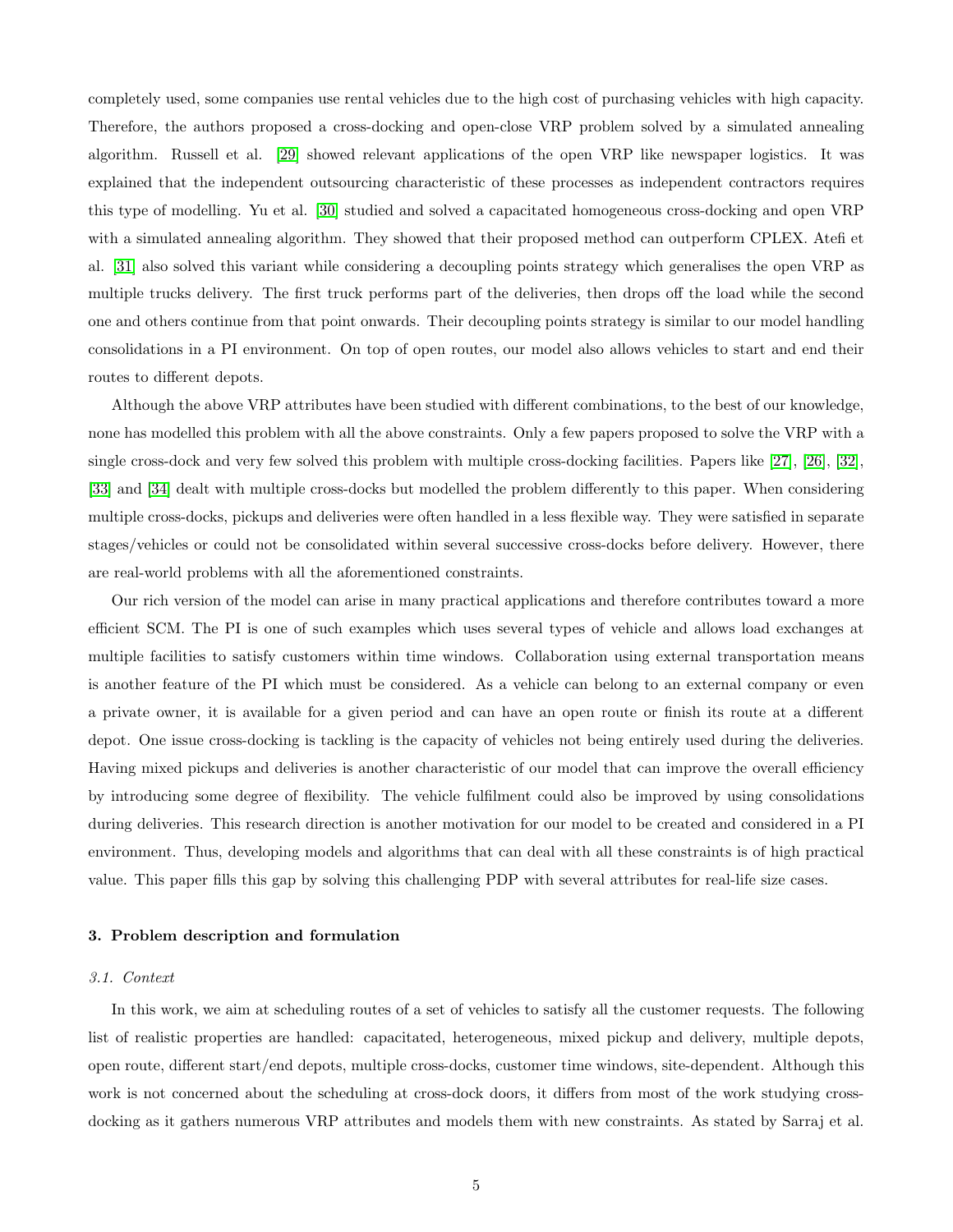completely used, some companies use rental vehicles due to the high cost of purchasing vehicles with high capacity. Therefore, the authors proposed a cross-docking and open-close VRP problem solved by a simulated annealing algorithm. Russell et al. [29] showed relevant applications of the open VRP like newspaper logistics. It was explained that the independent outsourcing characteristic of these processes as independent contractors requires this type of modelling. Yu et al. [30] studied and solved a capacitated homogeneous cross-docking and open VRP with a simulated annealing algorithm. They showed that their proposed method can outperform CPLEX. Atefi et al. [31] also solved this variant while considering a decoupling points strategy which generalises the open VRP as multiple trucks delivery. The first truck performs part of the deliveries, then drops off the load while the second one and others continue from that point onwards. Their decoupling points strategy is similar to our model handling consolidations in a PI environment. On top of open routes, our model also allows vehicles to start and end their routes to different depots.

Although the above VRP attributes have been studied with different combinations, to the best of our knowledge, none has modelled this problem with all the above constraints. Only a few papers proposed to solve the VRP with a single cross-dock and very few solved this problem with multiple cross-docking facilities. Papers like [27], [26], [32], [33] and [34] dealt with multiple cross-docks but modelled the problem differently to this paper. When considering multiple cross-docks, pickups and deliveries were often handled in a less flexible way. They were satisfied in separate stages/vehicles or could not be consolidated within several successive cross-docks before delivery. However, there are real-world problems with all the aforementioned constraints.

Our rich version of the model can arise in many practical applications and therefore contributes toward a more efficient SCM. The PI is one of such examples which uses several types of vehicle and allows load exchanges at multiple facilities to satisfy customers within time windows. Collaboration using external transportation means is another feature of the PI which must be considered. As a vehicle can belong to an external company or even a private owner, it is available for a given period and can have an open route or finish its route at a different depot. One issue cross-docking is tackling is the capacity of vehicles not being entirely used during the deliveries. Having mixed pickups and deliveries is another characteristic of our model that can improve the overall efficiency by introducing some degree of flexibility. The vehicle fulfilment could also be improved by using consolidations during deliveries. This research direction is another motivation for our model to be created and considered in a PI environment. Thus, developing models and algorithms that can deal with all these constraints is of high practical value. This paper fills this gap by solving this challenging PDP with several attributes for real-life size cases.

## 3. Problem description and formulation

### *3.1. Context*

In this work, we aim at scheduling routes of a set of vehicles to satisfy all the customer requests. The following list of realistic properties are handled: capacitated, heterogeneous, mixed pickup and delivery, multiple depots, open route, different start/end depots, multiple cross-docks, customer time windows, site-dependent. Although this work is not concerned about the scheduling at cross-dock doors, it differs from most of the work studying cross-docking as it gathers numerous VRP attributes and models them with new constraints. As stated by Sarraj et al.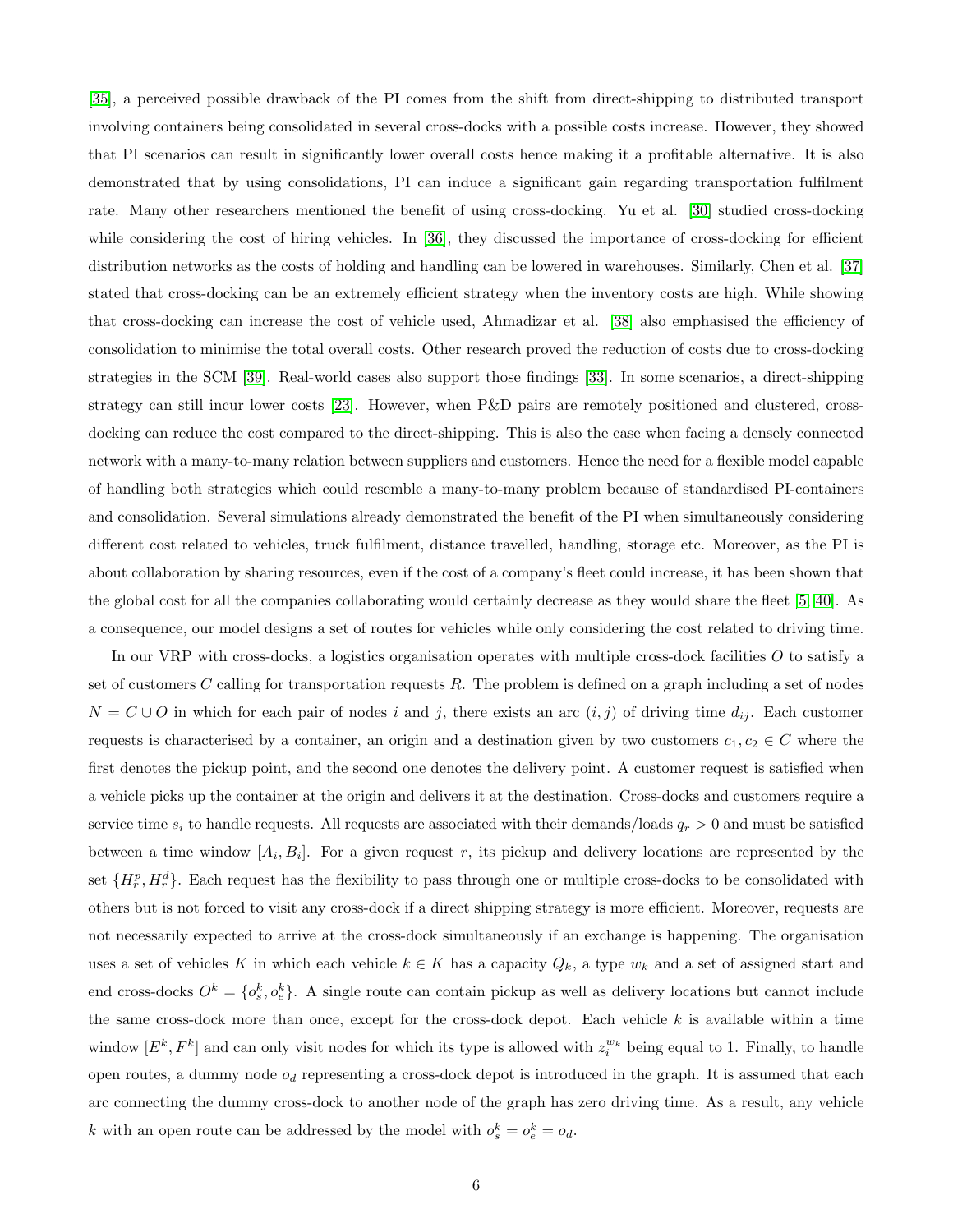[35], a perceived possible drawback of the PI comes from the shift from direct-shipping to distributed transport involving containers being consolidated in several cross-docks with a possible costs increase. However, they showed that PI scenarios can result in significantly lower overall costs hence making it a profitable alternative. It is also demonstrated that by using consolidations, PI can induce a significant gain regarding transportation fulfilment rate. Many other researchers mentioned the benefit of using cross-docking. Yu et al. [30] studied cross-docking while considering the cost of hiring vehicles. In [36], they discussed the importance of cross-docking for efficient distribution networks as the costs of holding and handling can be lowered in warehouses. Similarly, Chen et al. [37] stated that cross-docking can be an extremely efficient strategy when the inventory costs are high. While showing that cross-docking can increase the cost of vehicle used, Ahmadizar et al. [38] also emphasised the efficiency of consolidation to minimise the total overall costs. Other research proved the reduction of costs due to cross-docking strategies in the SCM [39]. Real-world cases also support those findings [33]. In some scenarios, a direct-shipping strategy can still incur lower costs [23]. However, when P&D pairs are remotely positioned and clustered, cross-docking can reduce the cost compared to the direct-shipping. This is also the case when facing a densely connected network with a many-to-many relation between suppliers and customers. Hence the need for a flexible model capable of handling both strategies which could resemble a many-to-many problem because of standardised PI-containers and consolidation. Several simulations already demonstrated the benefit of the PI when simultaneously considering different cost related to vehicles, truck fulfilment, distance travelled, handling, storage etc. Moreover, as the PI is about collaboration by sharing resources, even if the cost of a company's fleet could increase, it has been shown that the global cost for all the companies collaborating would certainly decrease as they would share the fleet [5, 40]. As a consequence, our model designs a set of routes for vehicles while only considering the cost related to driving time.

In our VRP with cross-docks, a logistics organisation operates with multiple cross-dock facilities $O$ to satisfy a set of customers $C$ calling for transportation requests $R$. The problem is defined on a graph including a set of nodes $N = C \cup O$ in which for each pair of nodes $i$ and $j$, there exists an arc $(i, j)$ of driving time $d_{ij}$. Each customer requests is characterised by a container, an origin and a destination given by two customers $c_1, c_2 \in C$ where the first denotes the pickup point, and the second one denotes the delivery point. A customer request is satisfied when a vehicle picks up the container at the origin and delivers it at the destination. Cross-docks and customers require a service time $s_i$ to handle requests. All requests are associated with their demands/loads $q_r > 0$ and must be satisfied between a time window $[A_i, B_i]$. For a given request $r$, its pickup and delivery locations are represented by the set $\{H_r^p, H_r^d\}$. Each request has the flexibility to pass through one or multiple cross-docks to be consolidated with others but is not forced to visit any cross-dock if a direct shipping strategy is more efficient. Moreover, requests are not necessarily expected to arrive at the cross-dock simultaneously if an exchange is happening. The organisation uses a set of vehicles $K$ in which each vehicle $k \in K$ has a capacity $Q_k$, a type $w_k$ and a set of assigned start and end cross-docks $O^k = \{o_s^k, o_e^k\}$. A single route can contain pickup as well as delivery locations but cannot include the same cross-dock more than once, except for the cross-dock depot. Each vehicle $k$ is available within a time window $[E^k, F^k]$ and can only visit nodes for which its type is allowed with $z_i^{w_k}$ being equal to 1. Finally, to handle open routes, a dummy node $o_d$ representing a cross-dock depot is introduced in the graph. It is assumed that each arc connecting the dummy cross-dock to another node of the graph has zero driving time. As a result, any vehicle $k$ with an open route can be addressed by the model with $o_s^k = o_e^k = o_d$.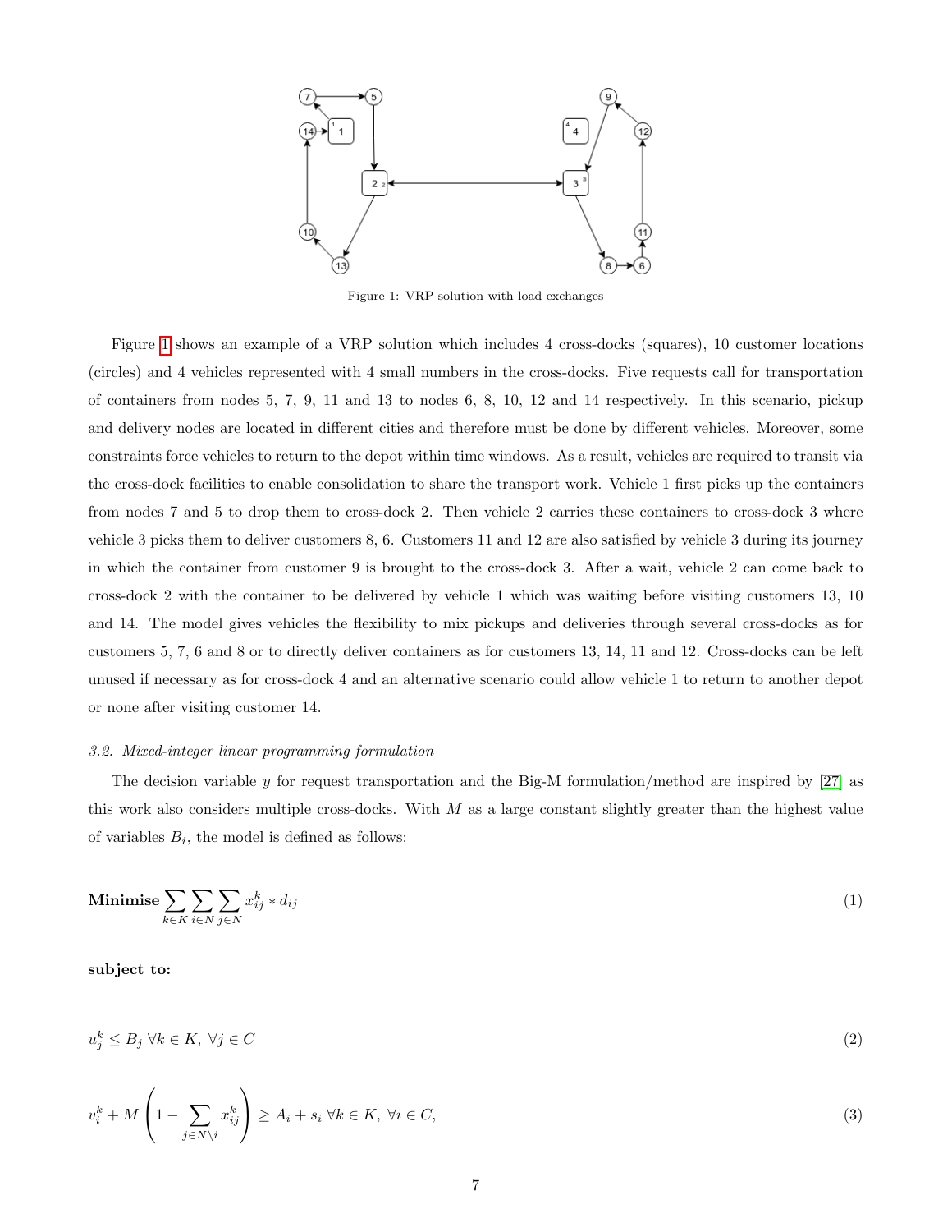Figure 1: VRP solution with load exchanges

Figure 1 shows an example of a VRP solution which includes 4 cross-docks (squares), 10 customer locations (circles) and 4 vehicles represented with 4 small numbers in the cross-docks. Five requests call for transportation of containers from nodes 5, 7, 9, 11 and 13 to nodes 6, 8, 10, 12 and 14 respectively. In this scenario, pickup and delivery nodes are located in different cities and therefore must be done by different vehicles. Moreover, some constraints force vehicles to return to the depot within time windows. As a result, vehicles are required to transit via the cross-dock facilities to enable consolidation to share the transport work. Vehicle 1 first picks up the containers from nodes 7 and 5 to drop them to cross-dock 2. Then vehicle 2 carries these containers to cross-dock 3 where vehicle 3 picks them to deliver customers 8, 6. Customers 11 and 12 are also satisfied by vehicle 3 during its journey in which the container from customer 9 is brought to the cross-dock 3. After a wait, vehicle 2 can come back to cross-dock 2 with the container to be delivered by vehicle 1 which was waiting before visiting customers 13, 10 and 14. The model gives vehicles the flexibility to mix pickups and deliveries through several cross-docks as for customers 5, 7, 6 and 8 or to directly deliver containers as for customers 13, 14, 11 and 12. Cross-docks can be left unused if necessary as for cross-dock 4 and an alternative scenario could allow vehicle 1 to return to another depot or none after visiting customer 14.

### 3.2. Mixed-integer linear programming formulation

The decision variable $y$ for request transportation and the Big-M formulation/method are inspired by [27] as this work also considers multiple cross-docks. With $M$ as a large constant slightly greater than the highest value of variables $B_i$, the model is defined as follows:

$$\textbf{Minimise} \sum_{k\in K}\sum_{i\in N}\sum_{j\in N} x_{ij}^k * d_{ij} \tag{1}$$

**subject to:**

$$u_j^k \leq B_j \;\forall k \in K,\; \forall j \in C \tag{2}$$

$$v_i^k + M\left(1 - \sum_{j\in N\setminus i} x_{ij}^k\right) \geq A_i + s_i \;\forall k \in K,\; \forall i \in C, \tag{3}$$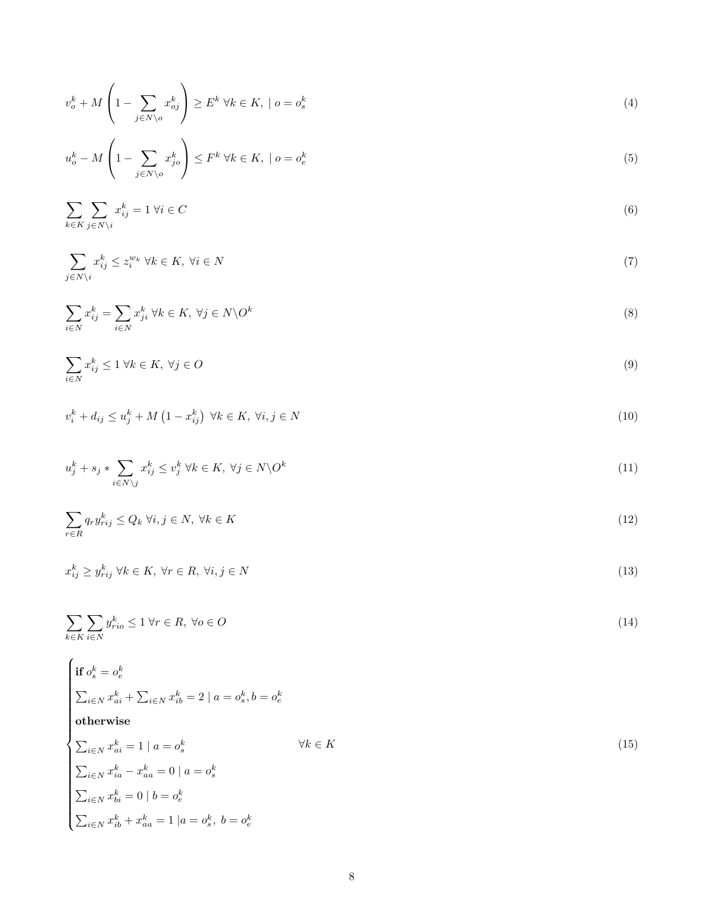$$v_o^k + M\left(1 - \sum_{j \in N \setminus o} x_{oj}^k\right) \geq E^k \;\forall k \in K, \mid o = o_s^k \tag{4}$$

$$u_o^k - M\left(1 - \sum_{j \in N \setminus o} x_{jo}^k\right) \leq F^k \;\forall k \in K, \mid o = o_e^k \tag{5}$$

$$\sum_{k \in K} \sum_{j \in N \setminus i} x_{ij}^k = 1 \;\forall i \in C \tag{6}$$

$$\sum_{j \in N \setminus i} x_{ij}^k \leq z_i^{w_k} \;\forall k \in K, \;\forall i \in N \tag{7}$$

$$\sum_{i \in N} x_{ij}^k = \sum_{i \in N} x_{ji}^k \;\forall k \in K, \;\forall j \in N \setminus O^k \tag{8}$$

$$\sum_{i \in N} x_{ij}^k \leq 1 \;\forall k \in K, \;\forall j \in O \tag{9}$$

$$v_i^k + d_{ij} \leq u_j^k + M\left(1 - x_{ij}^k\right) \;\forall k \in K, \;\forall i, j \in N \tag{10}$$

$$u_j^k + s_j * \sum_{i \in N \setminus j} x_{ij}^k \leq v_j^k \;\forall k \in K, \;\forall j \in N \setminus O^k \tag{11}$$

$$\sum_{r \in R} q_r y_{rij}^k \leq Q_k \;\forall i, j \in N, \;\forall k \in K \tag{12}$$

$$x_{ij}^k \geq y_{rij}^k \;\forall k \in K, \;\forall r \in R, \;\forall i, j \in N \tag{13}$$

$$\sum_{k \in K} \sum_{i \in N} y_{rio}^k \leq 1 \;\forall r \in R, \;\forall o \in O \tag{14}$$

$$\begin{cases} \textbf{if } o_s^k = o_e^k \\ \sum_{i \in N} x_{ai}^k + \sum_{i \in N} x_{ib}^k = 2 \mid a = o_s^k, b = o_e^k \\ \textbf{otherwise} \\ \sum_{i \in N} x_{ai}^k = 1 \mid a = o_s^k & \forall k \in K \\ \sum_{i \in N} x_{ia}^k - x_{aa}^k = 0 \mid a = o_s^k \\ \sum_{i \in N} x_{bi}^k = 0 \mid b = o_e^k \\ \sum_{i \in N} x_{ib}^k + x_{aa}^k = 1 \mid a = o_s^k, \; b = o_e^k \end{cases} \tag{15}$$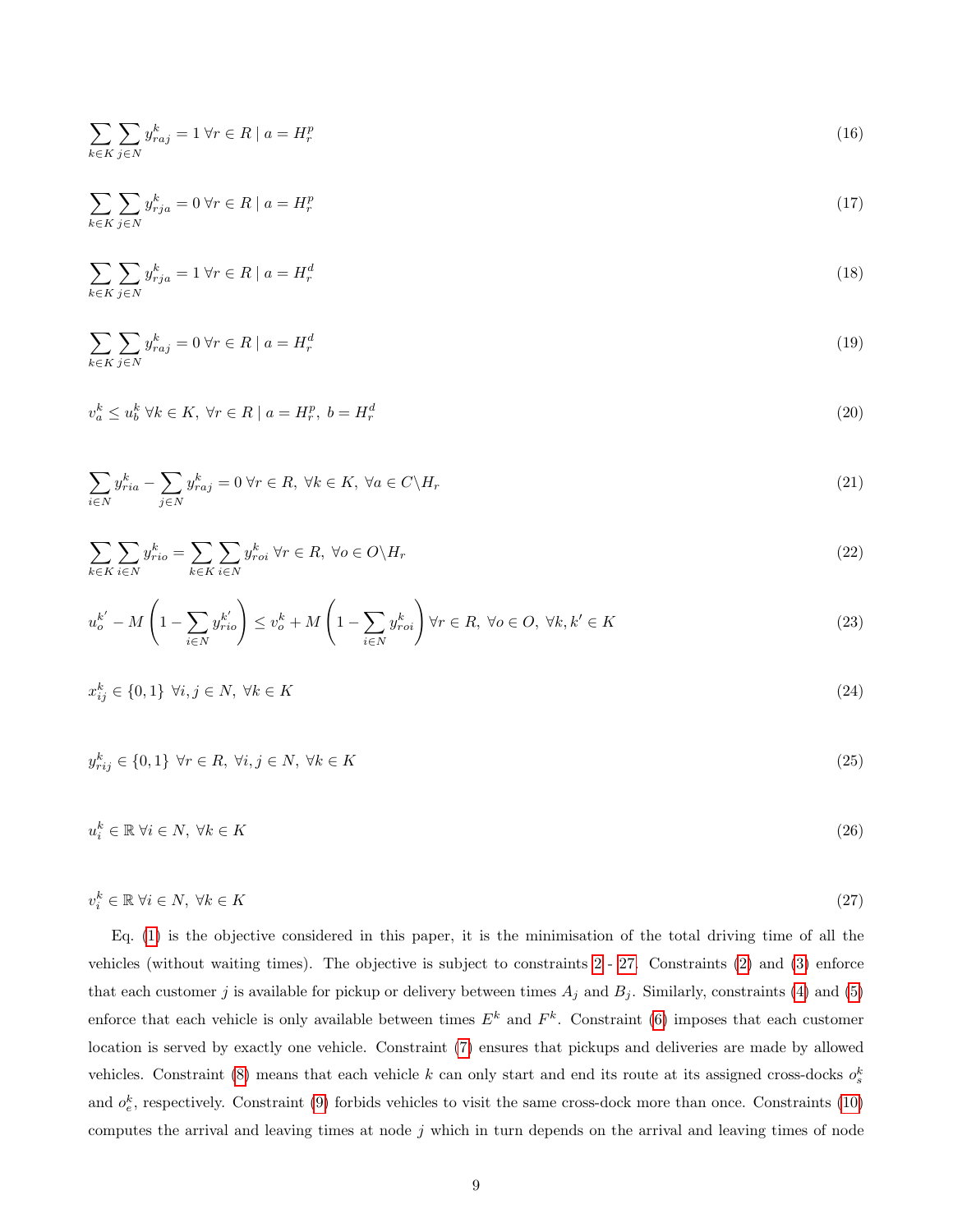$$\sum_{k \in K} \sum_{j \in N} y^k_{raj} = 1 \; \forall r \in R \mid a = H^p_r \tag{16}$$

$$\sum_{k \in K} \sum_{j \in N} y^k_{rja} = 0 \; \forall r \in R \mid a = H^p_r \tag{17}$$

$$\sum_{k \in K} \sum_{j \in N} y^k_{rja} = 1 \; \forall r \in R \mid a = H^d_r \tag{18}$$

$$\sum_{k \in K} \sum_{j \in N} y^k_{raj} = 0 \; \forall r \in R \mid a = H^d_r \tag{19}$$

$$v^k_a \leq u^k_b \; \forall k \in K, \; \forall r \in R \mid a = H^p_r, \; b = H^d_r \tag{20}$$

$$\sum_{i \in N} y^k_{ria} - \sum_{j \in N} y^k_{raj} = 0 \; \forall r \in R, \; \forall k \in K, \; \forall a \in C \backslash H_r \tag{21}$$

$$\sum_{k \in K} \sum_{i \in N} y^k_{rio} = \sum_{k \in K} \sum_{i \in N} y^k_{roi} \; \forall r \in R, \; \forall o \in O \backslash H_r \tag{22}$$

$$u^{k'}_o - M\left(1 - \sum_{i \in N} y^{k'}_{rio}\right) \leq v^k_o + M\left(1 - \sum_{i \in N} y^k_{roi}\right) \forall r \in R, \; \forall o \in O, \; \forall k, k' \in K \tag{23}$$

$$x^k_{ij} \in \{0, 1\} \; \forall i, j \in N, \; \forall k \in K \tag{24}$$

$$y^k_{rij} \in \{0, 1\} \; \forall r \in R, \; \forall i, j \in N, \; \forall k \in K \tag{25}$$

$$u^k_i \in \mathbb{R} \; \forall i \in N, \; \forall k \in K \tag{26}$$

$$v^k_i \in \mathbb{R} \; \forall i \in N, \; \forall k \in K \tag{27}$$

Eq. (1) is the objective considered in this paper, it is the minimisation of the total driving time of all the vehicles (without waiting times). The objective is subject to constraints 2 - 27. Constraints (2) and (3) enforce that each customer $j$ is available for pickup or delivery between times $A_j$ and $B_j$. Similarly, constraints (4) and (5) enforce that each vehicle is only available between times $E^k$ and $F^k$. Constraint (6) imposes that each customer location is served by exactly one vehicle. Constraint (7) ensures that pickups and deliveries are made by allowed vehicles. Constraint (8) means that each vehicle $k$ can only start and end its route at its assigned cross-docks $o^k_s$ and $o^k_e$, respectively. Constraint (9) forbids vehicles to visit the same cross-dock more than once. Constraints (10) computes the arrival and leaving times at node $j$ which in turn depends on the arrival and leaving times of node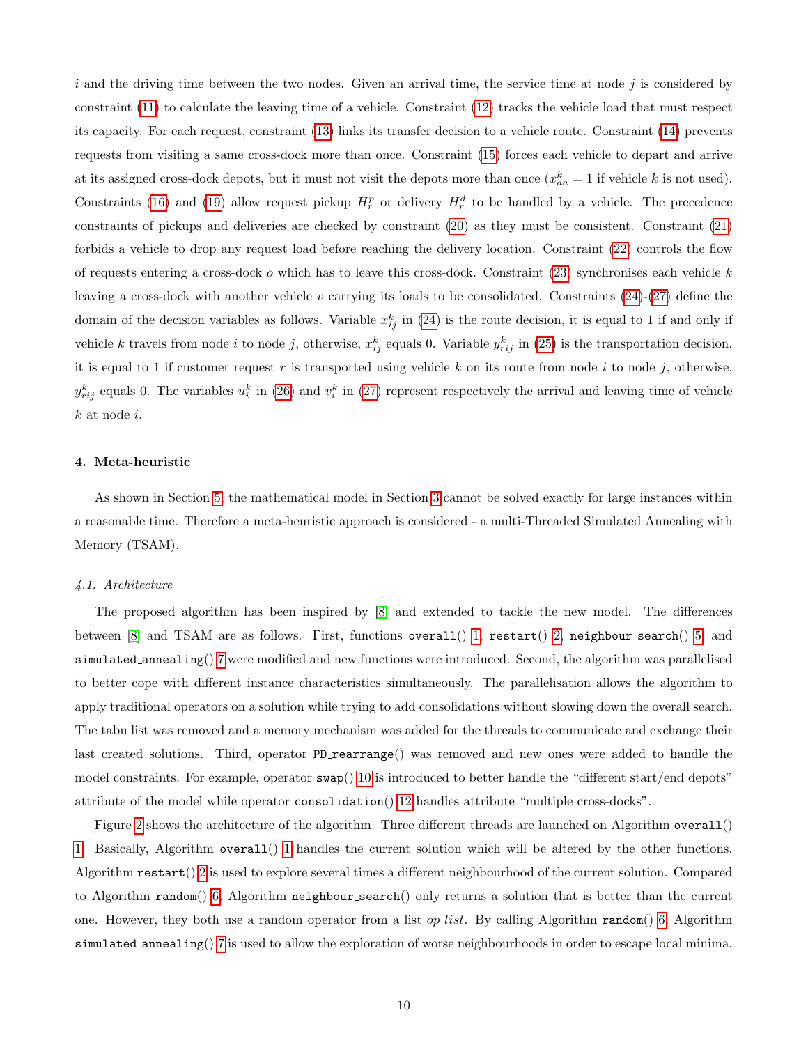$i$ and the driving time between the two nodes. Given an arrival time, the service time at node $j$ is considered by constraint (11) to calculate the leaving time of a vehicle. Constraint (12) tracks the vehicle load that must respect its capacity. For each request, constraint (13) links its transfer decision to a vehicle route. Constraint (14) prevents requests from visiting a same cross-dock more than once. Constraint (15) forces each vehicle to depart and arrive at its assigned cross-dock depots, but it must not visit the depots more than once ($x^k_{aa} = 1$ if vehicle $k$ is not used). Constraints (16) and (19) allow request pickup $H^p_r$ or delivery $H^d_r$ to be handled by a vehicle. The precedence constraints of pickups and deliveries are checked by constraint (20) as they must be consistent. Constraint (21) forbids a vehicle to drop any request load before reaching the delivery location. Constraint (22) controls the flow of requests entering a cross-dock $o$ which has to leave this cross-dock. Constraint (23) synchronises each vehicle $k$ leaving a cross-dock with another vehicle $v$ carrying its loads to be consolidated. Constraints (24)-(27) define the domain of the decision variables as follows. Variable $x^k_{ij}$ in (24) is the route decision, it is equal to 1 if and only if vehicle $k$ travels from node $i$ to node $j$, otherwise, $x^k_{ij}$ equals 0. Variable $y^k_{rij}$ in (25) is the transportation decision, it is equal to 1 if customer request $r$ is transported using vehicle $k$ on its route from node $i$ to node $j$, otherwise, $y^k_{rij}$ equals 0. The variables $u^k_i$ in (26) and $v^k_i$ in (27) represent respectively the arrival and leaving time of vehicle $k$ at node $i$.

## 4. Meta-heuristic

As shown in Section 5, the mathematical model in Section 3 cannot be solved exactly for large instances within a reasonable time. Therefore a meta-heuristic approach is considered - a multi-Threaded Simulated Annealing with Memory (TSAM).

### *4.1. Architecture*

The proposed algorithm has been inspired by [8] and extended to tackle the new model. The differences between [8] and TSAM are as follows. First, functions `overall()` 1, `restart()` 2, `neighbour_search()` 5, and `simulated_annealing()` 7 were modified and new functions were introduced. Second, the algorithm was parallelised to better cope with different instance characteristics simultaneously. The parallelisation allows the algorithm to apply traditional operators on a solution while trying to add consolidations without slowing down the overall search. The tabu list was removed and a memory mechanism was added for the threads to communicate and exchange their last created solutions. Third, operator `PD_rearrange()` was removed and new ones were added to handle the model constraints. For example, operator `swap()` 10 is introduced to better handle the "different start/end depots" attribute of the model while operator `consolidation()` 12 handles attribute "multiple cross-docks".

Figure 2 shows the architecture of the algorithm. Three different threads are launched on Algorithm `overall()` 1. Basically, Algorithm `overall()` 1 handles the current solution which will be altered by the other functions. Algorithm `restart()` 2 is used to explore several times a different neighbourhood of the current solution. Compared to Algorithm `random()` 6, Algorithm `neighbour_search()` only returns a solution that is better than the current one. However, they both use a random operator from a list *op_list*. By calling Algorithm `random()` 6, Algorithm `simulated_annealing()` 7 is used to allow the exploration of worse neighbourhoods in order to escape local minima.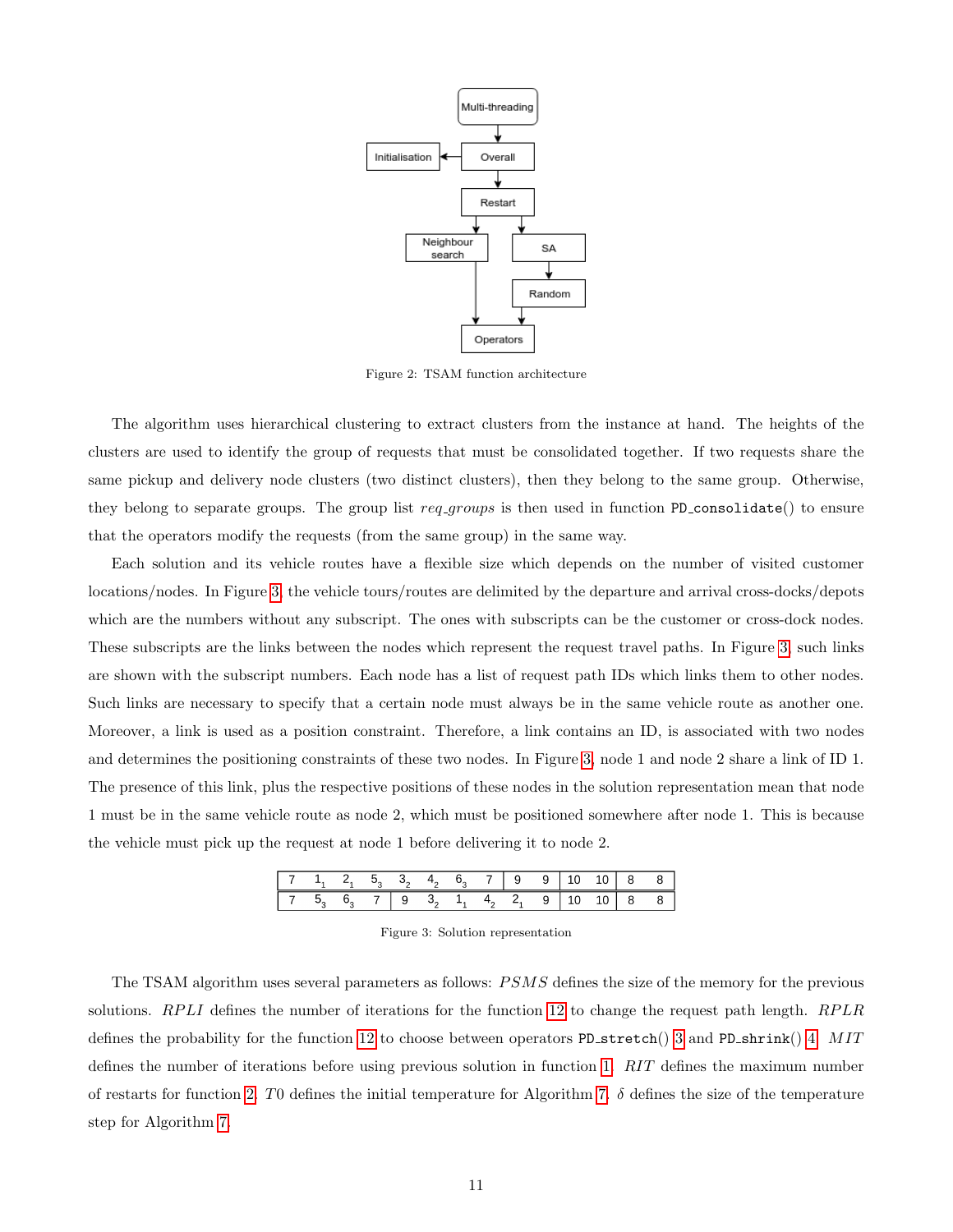Figure 2: TSAM function architecture

The algorithm uses hierarchical clustering to extract clusters from the instance at hand. The heights of the clusters are used to identify the group of requests that must be consolidated together. If two requests share the same pickup and delivery node clusters (two distinct clusters), then they belong to the same group. Otherwise, they belong to separate groups. The group list *req_groups* is then used in function `PD_consolidate`() to ensure that the operators modify the requests (from the same group) in the same way.

Each solution and its vehicle routes have a flexible size which depends on the number of visited customer locations/nodes. In Figure 3, the vehicle tours/routes are delimited by the departure and arrival cross-docks/depots which are the numbers without any subscript. The ones with subscripts can be the customer or cross-dock nodes. These subscripts are the links between the nodes which represent the request travel paths. In Figure 3, such links are shown with the subscript numbers. Each node has a list of request path IDs which links them to other nodes. Such links are necessary to specify that a certain node must always be in the same vehicle route as another one. Moreover, a link is used as a position constraint. Therefore, a link contains an ID, is associated with two nodes and determines the positioning constraints of these two nodes. In Figure 3, node 1 and node 2 share a link of ID 1. The presence of this link, plus the respective positions of these nodes in the solution representation mean that node 1 must be in the same vehicle route as node 2, which must be positioned somewhere after node 1. This is because the vehicle must pick up the request at node 1 before delivering it to node 2.

| 7 | $1_1$ | $2_1$ | $5_3$ | $3_2$ | $4_2$ | $6_3$ | 7 | 9 | 9 | 10 | 10 | 8 | 8 |
|---|---|---|---|---|---|---|---|---|---|---|---|---|---|
| 7 | $5_3$ | $6_3$ | 7 | 9 | $3_2$ | $1_1$ | $4_2$ | $2_1$ | 9 | 10 | 10 | 8 | 8 |

Figure 3: Solution representation

The TSAM algorithm uses several parameters as follows: $PSMS$ defines the size of the memory for the previous solutions. $RPLI$ defines the number of iterations for the function 12 to change the request path length. $RPLR$ defines the probability for the function 12 to choose between operators `PD_stretch`() 3 and `PD_shrink`() 4. $MIT$ defines the number of iterations before using previous solution in function 1. $RIT$ defines the maximum number of restarts for function 2. $T0$ defines the initial temperature for Algorithm 7. $\delta$ defines the size of the temperature step for Algorithm 7.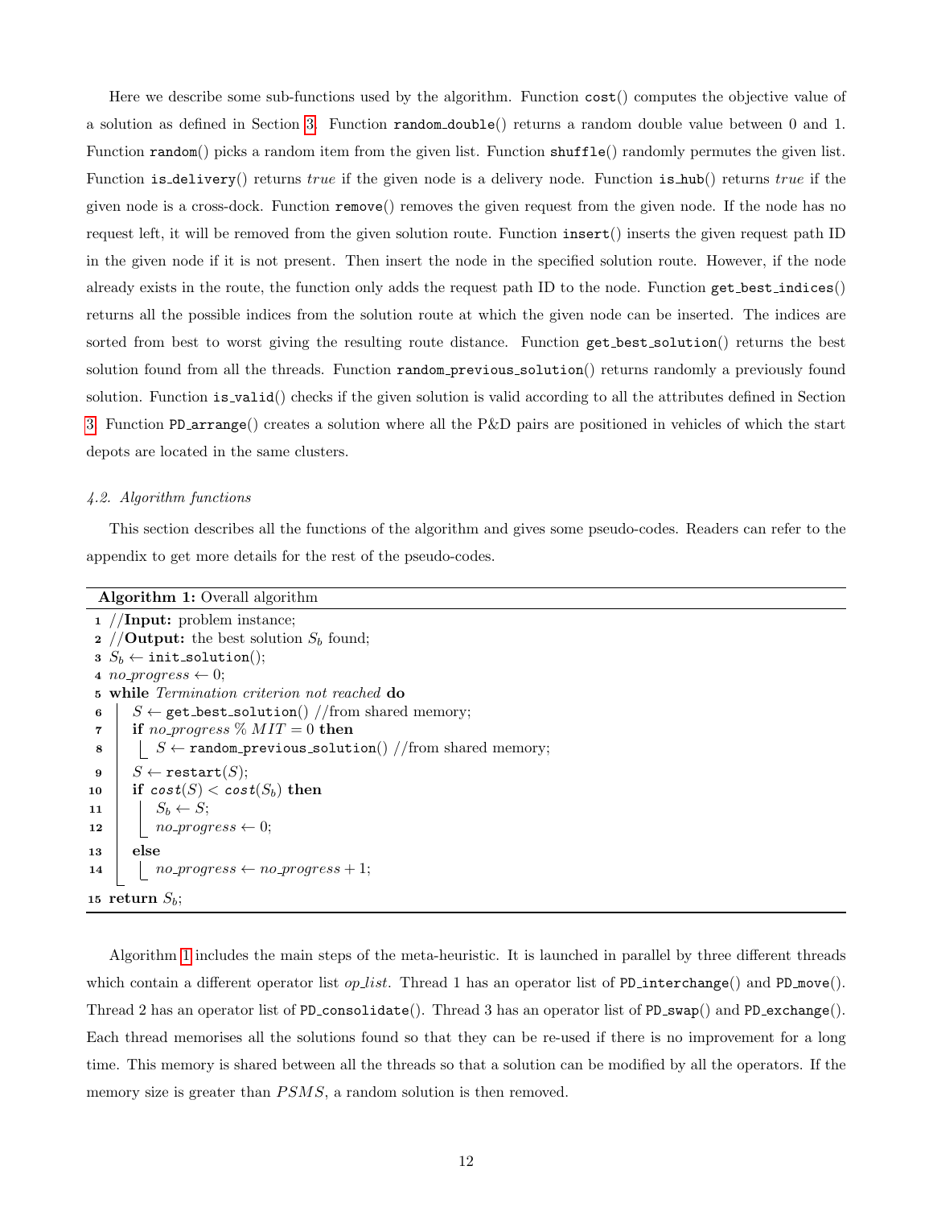Here we describe some sub-functions used by the algorithm. Function `cost()` computes the objective value of a solution as defined in Section 3. Function `random_double()` returns a random double value between 0 and 1. Function `random()` picks a random item from the given list. Function `shuffle()` randomly permutes the given list. Function `is_delivery()` returns *true* if the given node is a delivery node. Function `is_hub()` returns *true* if the given node is a cross-dock. Function `remove()` removes the given request from the given node. If the node has no request left, it will be removed from the given solution route. Function `insert()` inserts the given request path ID in the given node if it is not present. Then insert the node in the specified solution route. However, if the node already exists in the route, the function only adds the request path ID to the node. Function `get_best_indices()` returns all the possible indices from the solution route at which the given node can be inserted. The indices are sorted from best to worst giving the resulting route distance. Function `get_best_solution()` returns the best solution found from all the threads. Function `random_previous_solution()` returns randomly a previously found solution. Function `is_valid()` checks if the given solution is valid according to all the attributes defined in Section 3. Function `PD_arrange()` creates a solution where all the P&D pairs are positioned in vehicles of which the start depots are located in the same clusters.

### *4.2. Algorithm functions*

This section describes all the functions of the algorithm and gives some pseudo-codes. Readers can refer to the appendix to get more details for the rest of the pseudo-codes.

**Algorithm 1:** Overall algorithm

```
1  //Input: problem instance;
2  //Output: the best solution S_b found;
3  S_b ← init_solution();
4  no_progress ← 0;
5  while Termination criterion not reached do
6      S ← get_best_solution() //from shared memory;
7      if no_progress % MIT = 0 then
8          S ← random_previous_solution() //from shared memory;
9      S ← restart(S);
10     if cost(S) < cost(S_b) then
11         S_b ← S;
12         no_progress ← 0;
13     else
14         no_progress ← no_progress + 1;
15 return S_b;
```

Algorithm 1 includes the main steps of the meta-heuristic. It is launched in parallel by three different threads which contain a different operator list *op_list*. Thread 1 has an operator list of `PD_interchange()` and `PD_move()`. Thread 2 has an operator list of `PD_consolidate()`. Thread 3 has an operator list of `PD_swap()` and `PD_exchange()`. Each thread memorises all the solutions found so that they can be re-used if there is no improvement for a long time. This memory is shared between all the threads so that a solution can be modified by all the operators. If the memory size is greater than $PSMS$, a random solution is then removed.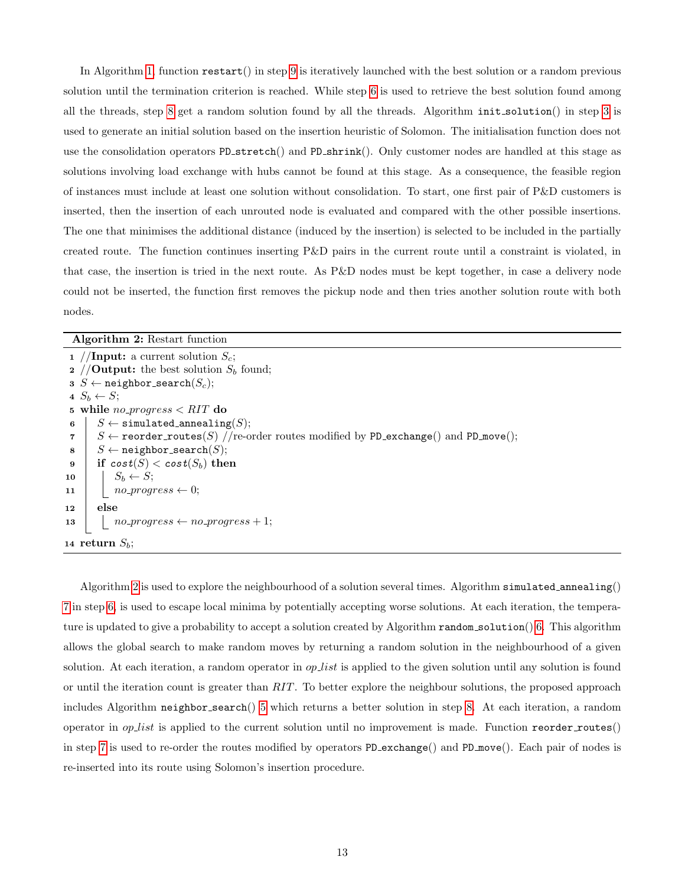In Algorithm 1, function restart() in step 9 is iteratively launched with the best solution or a random previous solution until the termination criterion is reached. While step 6 is used to retrieve the best solution found among all the threads, step 8 get a random solution found by all the threads. Algorithm init_solution() in step 3 is used to generate an initial solution based on the insertion heuristic of Solomon. The initialisation function does not use the consolidation operators PD_stretch() and PD_shrink(). Only customer nodes are handled at this stage as solutions involving load exchange with hubs cannot be found at this stage. As a consequence, the feasible region of instances must include at least one solution without consolidation. To start, one first pair of P&D customers is inserted, then the insertion of each unrouted node is evaluated and compared with the other possible insertions. The one that minimises the additional distance (induced by the insertion) is selected to be included in the partially created route. The function continues inserting P&D pairs in the current route until a constraint is violated, in that case, the insertion is tried in the next route. As P&D nodes must be kept together, in case a delivery node could not be inserted, the function first removes the pickup node and then tries another solution route with both nodes.

**Algorithm 2:** Restart function

```
1  //Input: a current solution S_c;
2  //Output: the best solution S_b found;
3  S ← neighbor_search(S_c);
4  S_b ← S;
5  while no_progress < RIT do
6      S ← simulated_annealing(S);
7      S ← reorder_routes(S) //re-order routes modified by PD_exchange() and PD_move();
8      S ← neighbor_search(S);
9      if cost(S) < cost(S_b) then
10         S_b ← S;
11         no_progress ← 0;
12     else
13         no_progress ← no_progress + 1;
14 return S_b;
```

Algorithm 2 is used to explore the neighbourhood of a solution several times. Algorithm simulated_annealing() 7 in step 6, is used to escape local minima by potentially accepting worse solutions. At each iteration, the temperature is updated to give a probability to accept a solution created by Algorithm random_solution() 6. This algorithm allows the global search to make random moves by returning a random solution in the neighbourhood of a given solution. At each iteration, a random operator in *op_list* is applied to the given solution until any solution is found or until the iteration count is greater than *RIT*. To better explore the neighbour solutions, the proposed approach includes Algorithm neighbor_search() 5 which returns a better solution in step 8. At each iteration, a random operator in *op_list* is applied to the current solution until no improvement is made. Function reorder_routes() in step 7 is used to re-order the routes modified by operators PD_exchange() and PD_move(). Each pair of nodes is re-inserted into its route using Solomon's insertion procedure.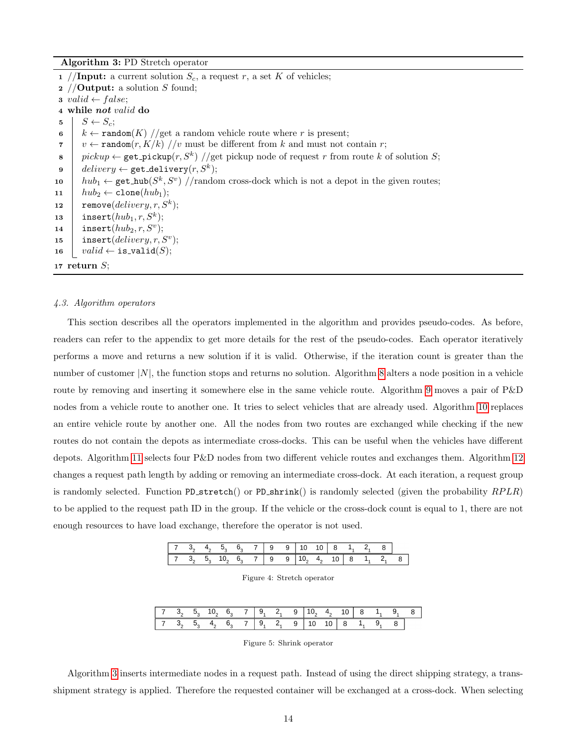**Algorithm 3:** PD Stretch operator

```
1  //Input: a current solution S_c, a request r, a set K of vehicles;
2  //Output: a solution S found;
3  valid ← false;
4  while not valid do
5      S ← S_c;
6      k ← random(K) //get a random vehicle route where r is present;
7      v ← random(r, K/k) //v must be different from k and must not contain r;
8      pickup ← get_pickup(r, S^k) //get pickup node of request r from route k of solution S;
9      delivery ← get_delivery(r, S^k);
10     hub_1 ← get_hub(S^k, S^v) //random cross-dock which is not a depot in the given routes;
11     hub_2 ← clone(hub_1);
12     remove(delivery, r, S^k);
13     insert(hub_1, r, S^k);
14     insert(hub_2, r, S^v);
15     insert(delivery, r, S^v);
16     valid ← is_valid(S);
17 return S;
```

*4.3. Algorithm operators*

This section describes all the operators implemented in the algorithm and provides pseudo-codes. As before, readers can refer to the appendix to get more details for the rest of the pseudo-codes. Each operator iteratively performs a move and returns a new solution if it is valid. Otherwise, if the iteration count is greater than the number of customer $|N|$, the function stops and returns no solution. Algorithm 8 alters a node position in a vehicle route by removing and inserting it somewhere else in the same vehicle route. Algorithm 9 moves a pair of P&D nodes from a vehicle route to another one. It tries to select vehicles that are already used. Algorithm 10 replaces an entire vehicle route by another one. All the nodes from two routes are exchanged while checking if the new routes do not contain the depots as intermediate cross-docks. This can be useful when the vehicles have different depots. Algorithm 11 selects four P&D nodes from two different vehicle routes and exchanges them. Algorithm 12 changes a request path length by adding or removing an intermediate cross-dock. At each iteration, a request group is randomly selected. Function `PD_stretch()` or `PD_shrink()` is randomly selected (given the probability $RPLR$) to be applied to the request path ID in the group. If the vehicle or the cross-dock count is equal to 1, there are not enough resources to have load exchange, therefore the operator is not used.

| 7 | $3_2$ | $4_2$ | $5_3$ | $6_3$ | 7 | 9 | 9 | 10 | 10 | 8 | $1_1$ | $2_1$ | 8 | |
|---|---|---|---|---|---|---|---|---|---|---|---|---|---|---|
| 7 | $3_2$ | $5_3$ | $10_2$ | $6_3$ | 7 | 9 | 9 | $10_2$ | $4_2$ | 10 | 8 | $1_1$ | $2_1$ | 8 |

Figure 4: Stretch operator

| 7 | $3_2$ | $5_3$ | $10_2$ | $6_3$ | 7 | $9_1$ | $2_1$ | 9 | $10_2$ | $4_2$ | 10 | 8 | $1_1$ | $9_1$ | 8 |
|---|---|---|---|---|---|---|---|---|---|---|---|---|---|---|---|
| 7 | $3_2$ | $5_3$ | $4_2$ | $6_3$ | 7 | $9_1$ | $2_1$ | 9 | 10 | 10 | 8 | $1_1$ | $9_1$ | 8 | |

Figure 5: Shrink operator

Algorithm 3 inserts intermediate nodes in a request path. Instead of using the direct shipping strategy, a transshipment strategy is applied. Therefore the requested container will be exchanged at a cross-dock. When selecting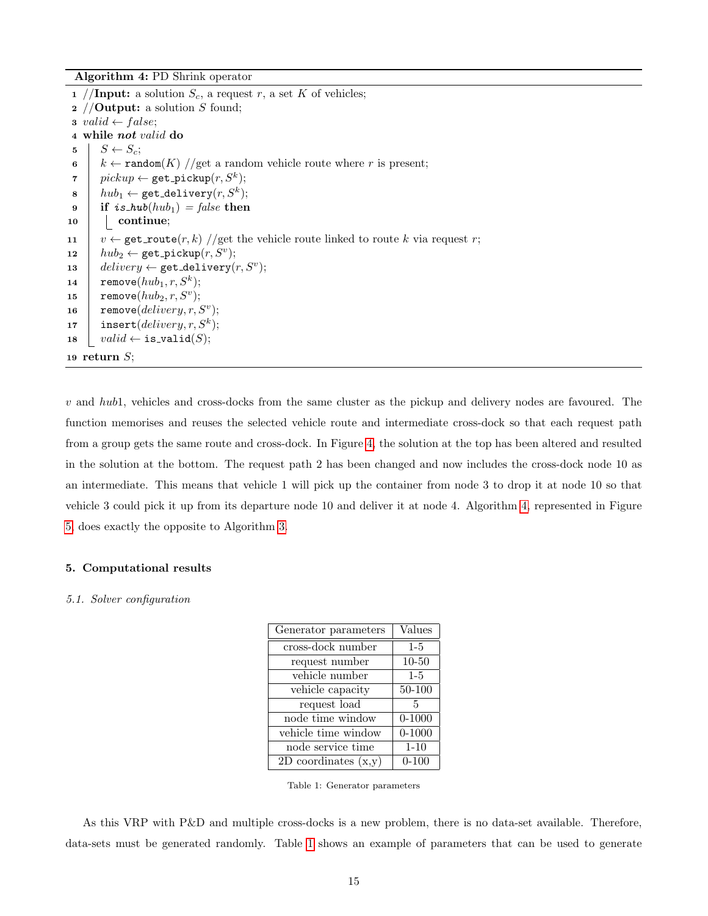**Algorithm 4:** PD Shrink operator

```
1  //Input: a solution S_c, a request r, a set K of vehicles;
2  //Output: a solution S found;
3  valid ← false;
4  while not valid do
5      S ← S_c;
6      k ← random(K) //get a random vehicle route where r is present;
7      pickup ← get_pickup(r, S^k);
8      hub_1 ← get_delivery(r, S^k);
9      if is_hub(hub_1) = false then
10         continue;
11     v ← get_route(r, k) //get the vehicle route linked to route k via request r;
12     hub_2 ← get_pickup(r, S^v);
13     delivery ← get_delivery(r, S^v);
14     remove(hub_1, r, S^k);
15     remove(hub_2, r, S^v);
16     remove(delivery, r, S^v);
17     insert(delivery, r, S^k);
18     valid ← is_valid(S);
19 return S;
```

$v$ and $hub1$, vehicles and cross-docks from the same cluster as the pickup and delivery nodes are favoured. The function memorises and reuses the selected vehicle route and intermediate cross-dock so that each request path from a group gets the same route and cross-dock. In Figure 4, the solution at the top has been altered and resulted in the solution at the bottom. The request path 2 has been changed and now includes the cross-dock node 10 as an intermediate. This means that vehicle 1 will pick up the container from node 3 to drop it at node 10 so that vehicle 3 could pick it up from its departure node 10 and deliver it at node 4. Algorithm 4, represented in Figure 5, does exactly the opposite to Algorithm 3.

## 5. Computational results

### *5.1. Solver configuration*

| Generator parameters | Values |
|---|---|
| cross-dock number | 1-5 |
| request number | 10-50 |
| vehicle number | 1-5 |
| vehicle capacity | 50-100 |
| request load | 5 |
| node time window | 0-1000 |
| vehicle time window | 0-1000 |
| node service time | 1-10 |
| 2D coordinates (x,y) | 0-100 |

Table 1: Generator parameters

As this VRP with P&D and multiple cross-docks is a new problem, there is no data-set available. Therefore, data-sets must be generated randomly. Table 1 shows an example of parameters that can be used to generate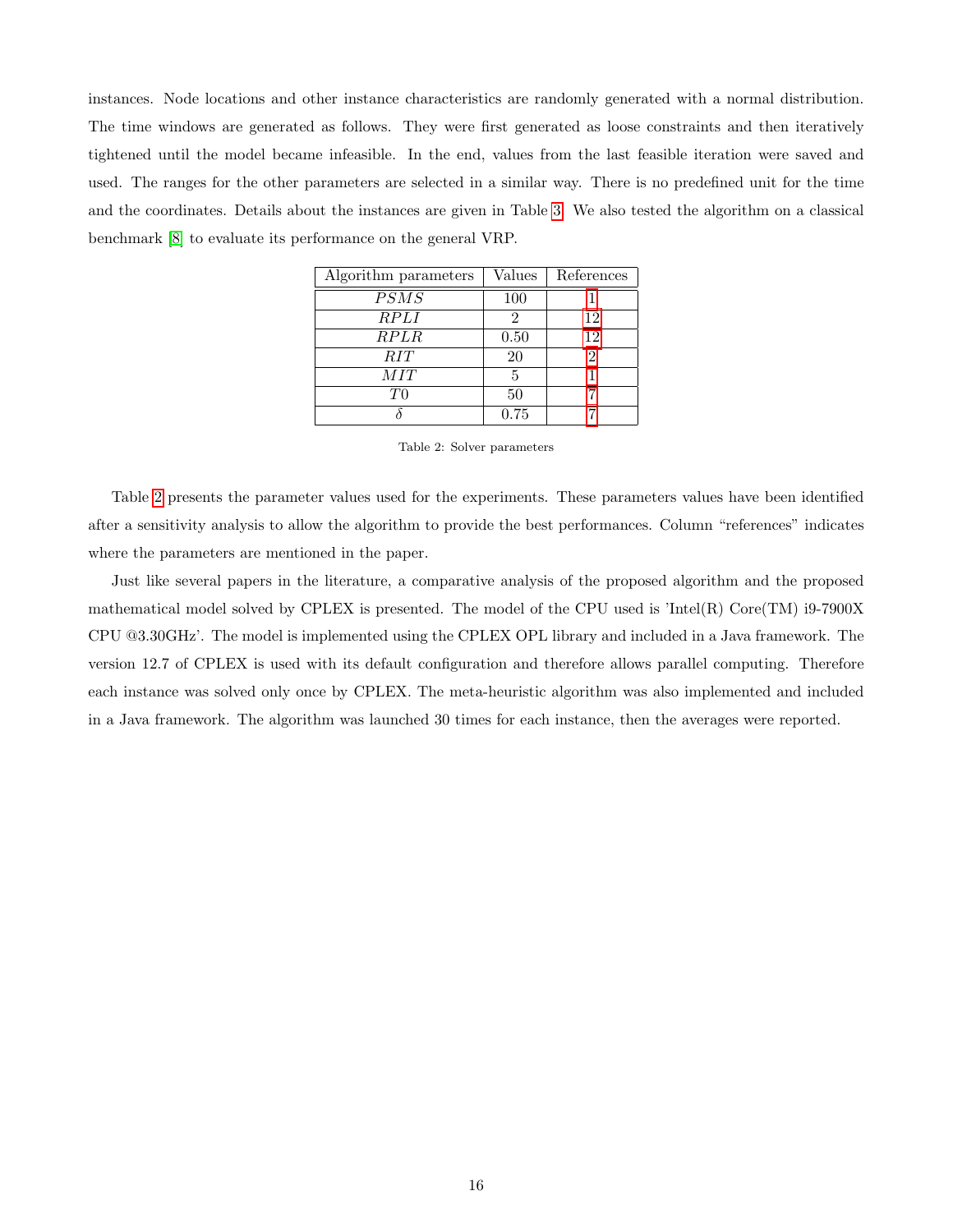instances. Node locations and other instance characteristics are randomly generated with a normal distribution. The time windows are generated as follows. They were first generated as loose constraints and then iteratively tightened until the model became infeasible. In the end, values from the last feasible iteration were saved and used. The ranges for the other parameters are selected in a similar way. There is no predefined unit for the time and the coordinates. Details about the instances are given in Table 3. We also tested the algorithm on a classical benchmark [8] to evaluate its performance on the general VRP.

| Algorithm parameters | Values | References |
|---|---|---|
| $PSMS$ | 100 | 1 |
| $RPLI$ | 2 | 12 |
| $RPLR$ | 0.50 | 12 |
| $RIT$ | 20 | 2 |
| $MIT$ | 5 | 1 |
| $T0$ | 50 | 7 |
| $\delta$ | 0.75 | 7 |

Table 2: Solver parameters

Table 2 presents the parameter values used for the experiments. These parameters values have been identified after a sensitivity analysis to allow the algorithm to provide the best performances. Column "references" indicates where the parameters are mentioned in the paper.

Just like several papers in the literature, a comparative analysis of the proposed algorithm and the proposed mathematical model solved by CPLEX is presented. The model of the CPU used is 'Intel(R) Core(TM) i9-7900X CPU @3.30GHz'. The model is implemented using the CPLEX OPL library and included in a Java framework. The version 12.7 of CPLEX is used with its default configuration and therefore allows parallel computing. Therefore each instance was solved only once by CPLEX. The meta-heuristic algorithm was also implemented and included in a Java framework. The algorithm was launched 30 times for each instance, then the averages were reported.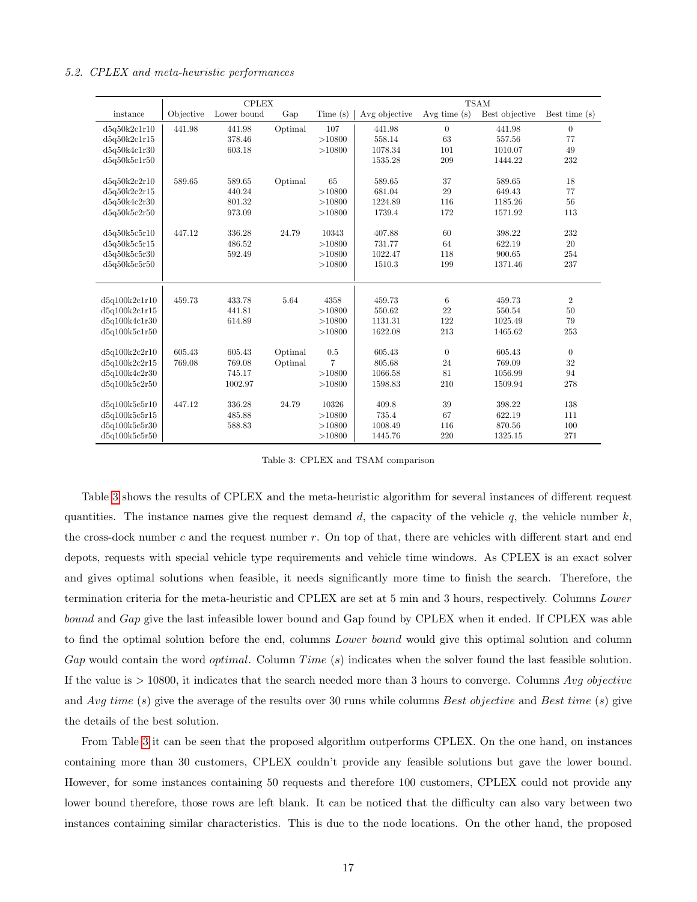### 5.2. CPLEX and meta-heuristic performances

| instance | CPLEX | | | | TSAM | | | |
|---|---|---|---|---|---|---|---|---|
| | Objective | Lower bound | Gap | Time (s) | Avg objective | Avg time (s) | Best objective | Best time (s) |
| d5q50k2c1r10 | 441.98 | 441.98 | Optimal | 107 | 441.98 | 0 | 441.98 | 0 |
| d5q50k2c1r15 | | 378.46 | | >10800 | 558.14 | 63 | 557.56 | 77 |
| d5q50k4c1r30 | | 603.18 | | >10800 | 1078.34 | 101 | 1010.07 | 49 |
| d5q50k5c1r50 | | | | | 1535.28 | 209 | 1444.22 | 232 |
| d5q50k2c2r10 | 589.65 | 589.65 | Optimal | 65 | 589.65 | 37 | 589.65 | 18 |
| d5q50k2c2r15 | | 440.24 | | >10800 | 681.04 | 29 | 649.43 | 77 |
| d5q50k4c2r30 | | 801.32 | | >10800 | 1224.89 | 116 | 1185.26 | 56 |
| d5q50k5c2r50 | | 973.09 | | >10800 | 1739.4 | 172 | 1571.92 | 113 |
| d5q50k5c5r10 | 447.12 | 336.28 | 24.79 | 10343 | 407.88 | 60 | 398.22 | 232 |
| d5q50k5c5r15 | | 486.52 | | >10800 | 731.77 | 64 | 622.19 | 20 |
| d5q50k5c5r30 | | 592.49 | | >10800 | 1022.47 | 118 | 900.65 | 254 |
| d5q50k5c5r50 | | | | >10800 | 1510.3 | 199 | 1371.46 | 237 |
| d5q100k2c1r10 | 459.73 | 433.78 | 5.64 | 4358 | 459.73 | 6 | 459.73 | 2 |
| d5q100k2c1r15 | | 441.81 | | >10800 | 550.62 | 22 | 550.54 | 50 |
| d5q100k4c1r30 | | 614.89 | | >10800 | 1131.31 | 122 | 1025.49 | 79 |
| d5q100k5c1r50 | | | | >10800 | 1622.08 | 213 | 1465.62 | 253 |
| d5q100k2c2r10 | 605.43 | 605.43 | Optimal | 0.5 | 605.43 | 0 | 605.43 | 0 |
| d5q100k2c2r15 | 769.08 | 769.08 | Optimal | 7 | 805.68 | 24 | 769.09 | 32 |
| d5q100k4c2r30 | | 745.17 | | >10800 | 1066.58 | 81 | 1056.99 | 94 |
| d5q100k5c2r50 | | 1002.97 | | >10800 | 1598.83 | 210 | 1509.94 | 278 |
| d5q100k5c5r10 | 447.12 | 336.28 | 24.79 | 10326 | 409.8 | 39 | 398.22 | 138 |
| d5q100k5c5r15 | | 485.88 | | >10800 | 735.4 | 67 | 622.19 | 111 |
| d5q100k5c5r30 | | 588.83 | | >10800 | 1008.49 | 116 | 870.56 | 100 |
| d5q100k5c5r50 | | | | >10800 | 1445.76 | 220 | 1325.15 | 271 |

Table 3: CPLEX and TSAM comparison

Table 3 shows the results of CPLEX and the meta-heuristic algorithm for several instances of different request quantities. The instance names give the request demand $d$, the capacity of the vehicle $q$, the vehicle number $k$, the cross-dock number $c$ and the request number $r$. On top of that, there are vehicles with different start and end depots, requests with special vehicle type requirements and vehicle time windows. As CPLEX is an exact solver and gives optimal solutions when feasible, it needs significantly more time to finish the search. Therefore, the termination criteria for the meta-heuristic and CPLEX are set at 5 min and 3 hours, respectively. Columns *Lower bound* and *Gap* give the last infeasible lower bound and Gap found by CPLEX when it ended. If CPLEX was able to find the optimal solution before the end, columns *Lower bound* would give this optimal solution and column *Gap* would contain the word *optimal*. Column *Time (s)* indicates when the solver found the last feasible solution. If the value is > 10800, it indicates that the search needed more than 3 hours to converge. Columns *Avg objective* and *Avg time (s)* give the average of the results over 30 runs while columns *Best objective* and *Best time (s)* give the details of the best solution.

From Table 3 it can be seen that the proposed algorithm outperforms CPLEX. On the one hand, on instances containing more than 30 customers, CPLEX couldn't provide any feasible solutions but gave the lower bound. However, for some instances containing 50 requests and therefore 100 customers, CPLEX could not provide any lower bound therefore, those rows are left blank. It can be noticed that the difficulty can also vary between two instances containing similar characteristics. This is due to the node locations. On the other hand, the proposed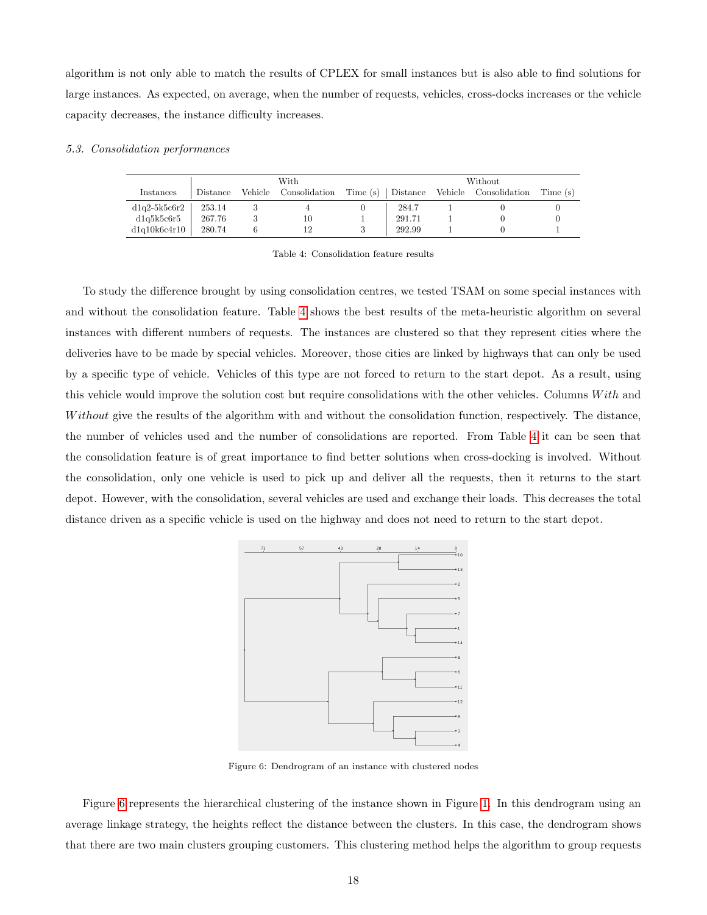algorithm is not only able to match the results of CPLEX for small instances but is also able to find solutions for large instances. As expected, on average, when the number of requests, vehicles, cross-docks increases or the vehicle capacity decreases, the instance difficulty increases.

### 5.3. Consolidation performances

| Instances | With | | | | Without | | | |
|---|---|---|---|---|---|---|---|---|
| | Distance | Vehicle | Consolidation | Time (s) | Distance | Vehicle | Consolidation | Time (s) |
| d1q2-5k5c6r2 | 253.14 | 3 | 4 | 0 | 284.7 | 1 | 0 | 0 |
| d1q5k5c6r5 | 267.76 | 3 | 10 | 1 | 291.71 | 1 | 0 | 0 |
| d1q10k6c4r10 | 280.74 | 6 | 12 | 3 | 292.99 | 1 | 0 | 1 |

Table 4: Consolidation feature results

To study the difference brought by using consolidation centres, we tested TSAM on some special instances with and without the consolidation feature. Table 4 shows the best results of the meta-heuristic algorithm on several instances with different numbers of requests. The instances are clustered so that they represent cities where the deliveries have to be made by special vehicles. Moreover, those cities are linked by highways that can only be used by a specific type of vehicle. Vehicles of this type are not forced to return to the start depot. As a result, using this vehicle would improve the solution cost but require consolidations with the other vehicles. Columns *With* and *Without* give the results of the algorithm with and without the consolidation function, respectively. The distance, the number of vehicles used and the number of consolidations are reported. From Table 4 it can be seen that the consolidation feature is of great importance to find better solutions when cross-docking is involved. Without the consolidation, only one vehicle is used to pick up and deliver all the requests, then it returns to the start depot. However, with the consolidation, several vehicles are used and exchange their loads. This decreases the total distance driven as a specific vehicle is used on the highway and does not need to return to the start depot.

Figure 6: Dendrogram of an instance with clustered nodes

Figure 6 represents the hierarchical clustering of the instance shown in Figure 1. In this dendrogram using an average linkage strategy, the heights reflect the distance between the clusters. In this case, the dendrogram shows that there are two main clusters grouping customers. This clustering method helps the algorithm to group requests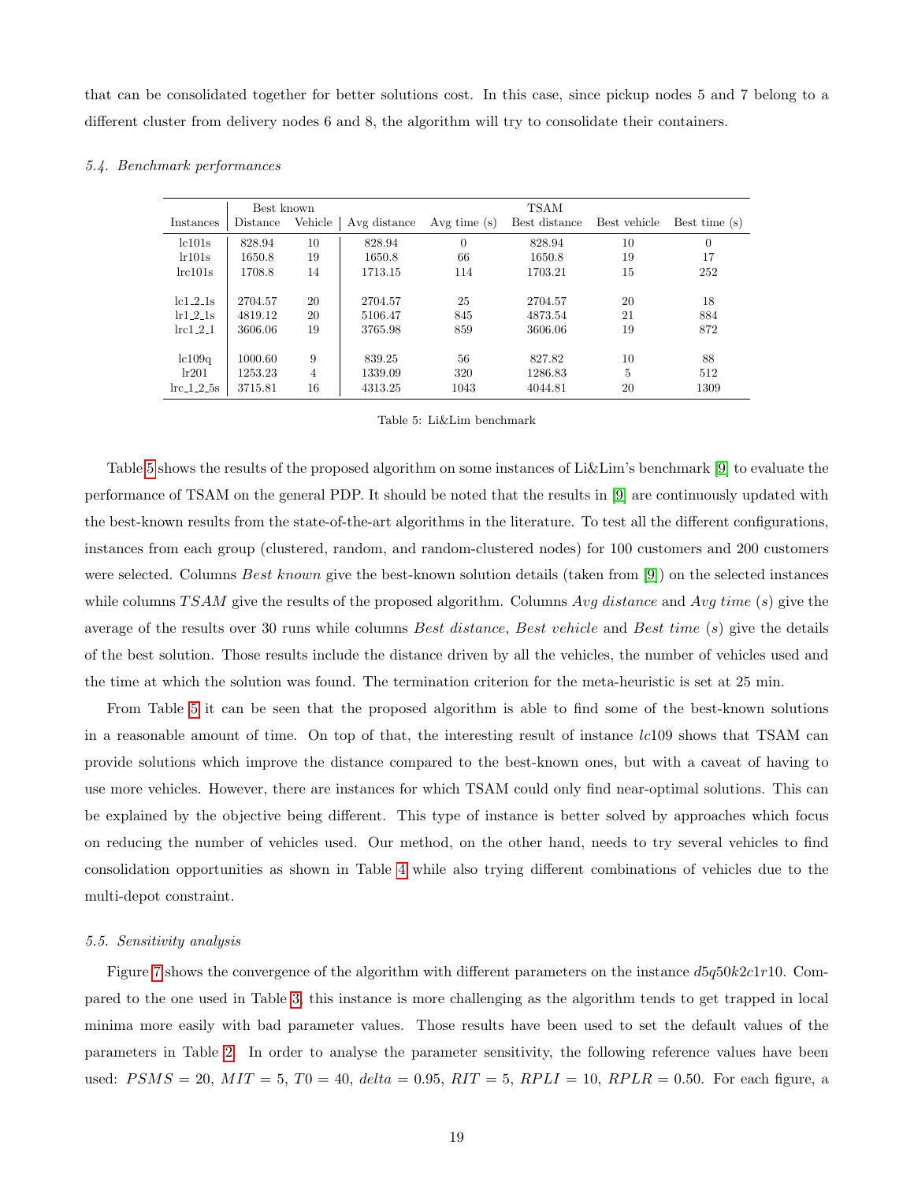that can be consolidated together for better solutions cost. In this case, since pickup nodes 5 and 7 belong to a different cluster from delivery nodes 6 and 8, the algorithm will try to consolidate their containers.

### *5.4. Benchmark performances*

| | Best known | | TSAM | | | | |
|---|---|---|---|---|---|---|---|
| Instances | Distance | Vehicle | Avg distance | Avg time (s) | Best distance | Best vehicle | Best time (s) |
| lc101s | 828.94 | 10 | 828.94 | 0 | 828.94 | 10 | 0 |
| lr101s | 1650.8 | 19 | 1650.8 | 66 | 1650.8 | 19 | 17 |
| lrc101s | 1708.8 | 14 | 1713.15 | 114 | 1703.21 | 15 | 252 |
| lc1_2_1s | 2704.57 | 20 | 2704.57 | 25 | 2704.57 | 20 | 18 |
| lr1_2_1s | 4819.12 | 20 | 5106.47 | 845 | 4873.54 | 21 | 884 |
| lrc1_2_1 | 3606.06 | 19 | 3765.98 | 859 | 3606.06 | 19 | 872 |
| lc109q | 1000.60 | 9 | 839.25 | 56 | 827.82 | 10 | 88 |
| lr201 | 1253.23 | 4 | 1339.09 | 320 | 1286.83 | 5 | 512 |
| lrc_1_2_5s | 3715.81 | 16 | 4313.25 | 1043 | 4044.81 | 20 | 1309 |

Table 5: Li&Lim benchmark

Table 5 shows the results of the proposed algorithm on some instances of Li&Lim's benchmark [9] to evaluate the performance of TSAM on the general PDP. It should be noted that the results in [9] are continuously updated with the best-known results from the state-of-the-art algorithms in the literature. To test all the different configurations, instances from each group (clustered, random, and random-clustered nodes) for 100 customers and 200 customers were selected. Columns *Best known* give the best-known solution details (taken from [9]) on the selected instances while columns *TSAM* give the results of the proposed algorithm. Columns *Avg distance* and *Avg time* (*s*) give the average of the results over 30 runs while columns *Best distance*, *Best vehicle* and *Best time* (*s*) give the details of the best solution. Those results include the distance driven by all the vehicles, the number of vehicles used and the time at which the solution was found. The termination criterion for the meta-heuristic is set at 25 min.

From Table 5 it can be seen that the proposed algorithm is able to find some of the best-known solutions in a reasonable amount of time. On top of that, the interesting result of instance *lc*109 shows that TSAM can provide solutions which improve the distance compared to the best-known ones, but with a caveat of having to use more vehicles. However, there are instances for which TSAM could only find near-optimal solutions. This can be explained by the objective being different. This type of instance is better solved by approaches which focus on reducing the number of vehicles used. Our method, on the other hand, needs to try several vehicles to find consolidation opportunities as shown in Table 4 while also trying different combinations of vehicles due to the multi-depot constraint.

### *5.5. Sensitivity analysis*

Figure 7 shows the convergence of the algorithm with different parameters on the instance $d5q50k2c1r10$. Compared to the one used in Table 3, this instance is more challenging as the algorithm tends to get trapped in local minima more easily with bad parameter values. Those results have been used to set the default values of the parameters in Table 2. In order to analyse the parameter sensitivity, the following reference values have been used: $PSMS = 20$, $MIT = 5$, $T0 = 40$, $delta = 0.95$, $RIT = 5$, $RPLI = 10$, $RPLR = 0.50$. For each figure, a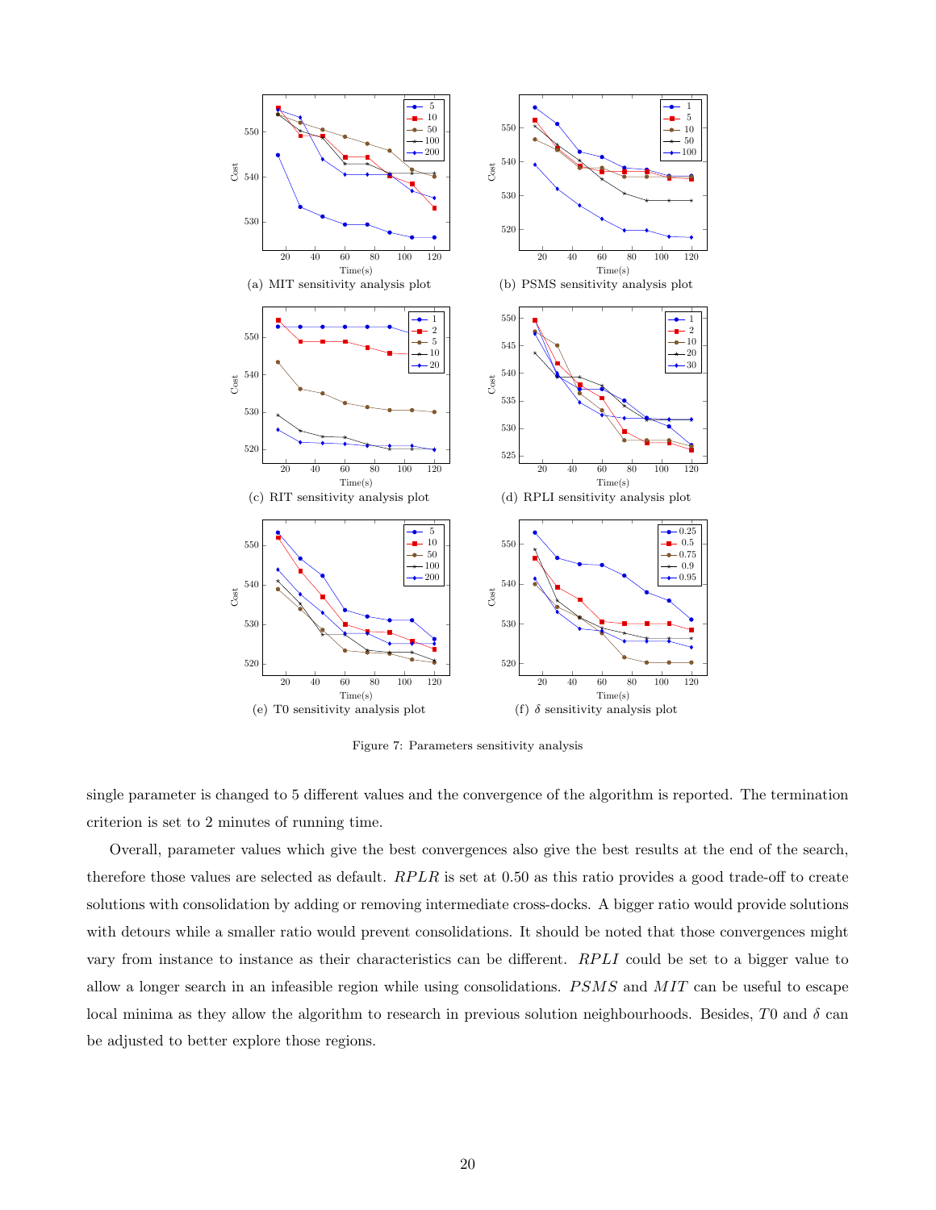(a) MIT sensitivity analysis plot

(b) PSMS sensitivity analysis plot

(c) RIT sensitivity analysis plot

(d) RPLI sensitivity analysis plot

(e) T0 sensitivity analysis plot

(f) $\delta$ sensitivity analysis plot

Figure 7: Parameters sensitivity analysis

single parameter is changed to 5 different values and the convergence of the algorithm is reported. The termination criterion is set to 2 minutes of running time.

Overall, parameter values which give the best convergences also give the best results at the end of the search, therefore those values are selected as default. $RPLR$ is set at 0.50 as this ratio provides a good trade-off to create solutions with consolidation by adding or removing intermediate cross-docks. A bigger ratio would provide solutions with detours while a smaller ratio would prevent consolidations. It should be noted that those convergences might vary from instance to instance as their characteristics can be different. $RPLI$ could be set to a bigger value to allow a longer search in an infeasible region while using consolidations. $PSMS$ and $MIT$ can be useful to escape local minima as they allow the algorithm to research in previous solution neighbourhoods. Besides, $T0$ and $\delta$ can be adjusted to better explore those regions.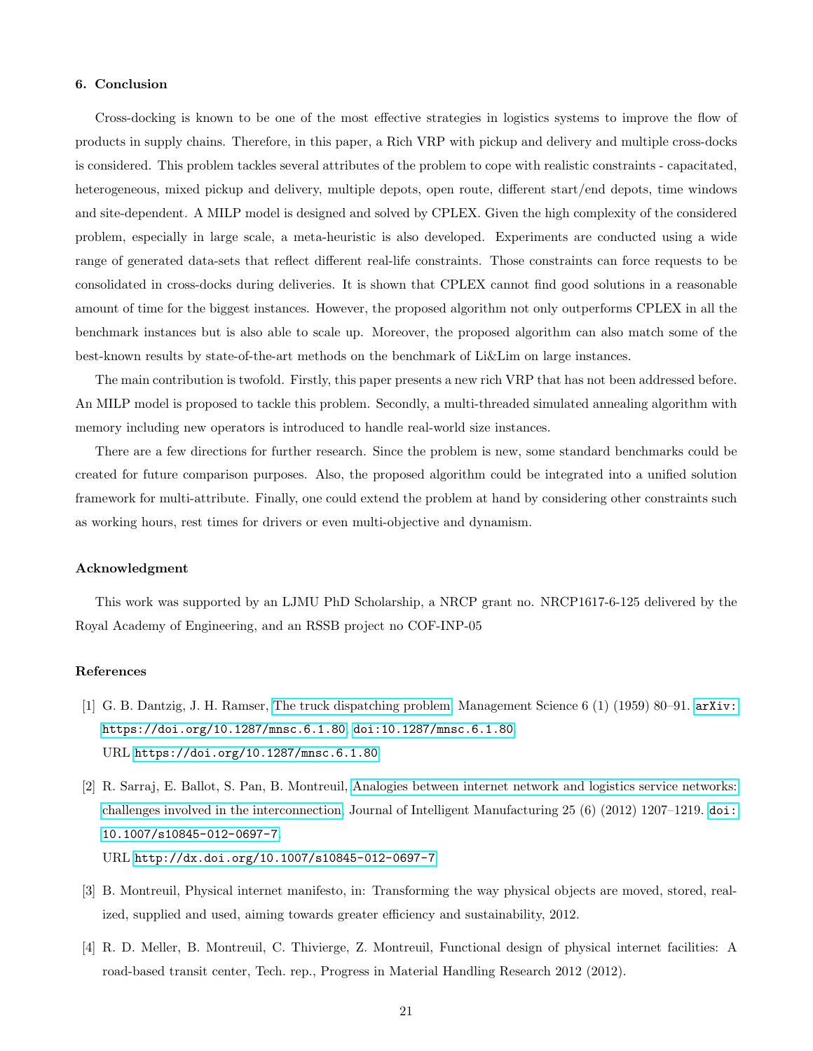### 6. Conclusion

Cross-docking is known to be one of the most effective strategies in logistics systems to improve the flow of products in supply chains. Therefore, in this paper, a Rich VRP with pickup and delivery and multiple cross-docks is considered. This problem tackles several attributes of the problem to cope with realistic constraints - capacitated, heterogeneous, mixed pickup and delivery, multiple depots, open route, different start/end depots, time windows and site-dependent. A MILP model is designed and solved by CPLEX. Given the high complexity of the considered problem, especially in large scale, a meta-heuristic is also developed. Experiments are conducted using a wide range of generated data-sets that reflect different real-life constraints. Those constraints can force requests to be consolidated in cross-docks during deliveries. It is shown that CPLEX cannot find good solutions in a reasonable amount of time for the biggest instances. However, the proposed algorithm not only outperforms CPLEX in all the benchmark instances but is also able to scale up. Moreover, the proposed algorithm can also match some of the best-known results by state-of-the-art methods on the benchmark of Li&Lim on large instances.

The main contribution is twofold. Firstly, this paper presents a new rich VRP that has not been addressed before. An MILP model is proposed to tackle this problem. Secondly, a multi-threaded simulated annealing algorithm with memory including new operators is introduced to handle real-world size instances.

There are a few directions for further research. Since the problem is new, some standard benchmarks could be created for future comparison purposes. Also, the proposed algorithm could be integrated into a unified solution framework for multi-attribute. Finally, one could extend the problem at hand by considering other constraints such as working hours, rest times for drivers or even multi-objective and dynamism.

### Acknowledgment

This work was supported by an LJMU PhD Scholarship, a NRCP grant no. NRCP1617-6-125 delivered by the Royal Academy of Engineering, and an RSSB project no COF-INP-05

### References

[1] G. B. Dantzig, J. H. Ramser, The truck dispatching problem, Management Science 6 (1) (1959) 80–91. arXiv:https://doi.org/10.1287/mnsc.6.1.80, doi:10.1287/mnsc.6.1.80.
URL https://doi.org/10.1287/mnsc.6.1.80

[2] R. Sarraj, E. Ballot, S. Pan, B. Montreuil, Analogies between internet network and logistics service networks: challenges involved in the interconnection, Journal of Intelligent Manufacturing 25 (6) (2012) 1207–1219. doi:10.1007/s10845-012-0697-7.
URL http://dx.doi.org/10.1007/s10845-012-0697-7

[3] B. Montreuil, Physical internet manifesto, in: Transforming the way physical objects are moved, stored, realized, supplied and used, aiming towards greater efficiency and sustainability, 2012.

[4] R. D. Meller, B. Montreuil, C. Thivierge, Z. Montreuil, Functional design of physical internet facilities: A road-based transit center, Tech. rep., Progress in Material Handling Research 2012 (2012).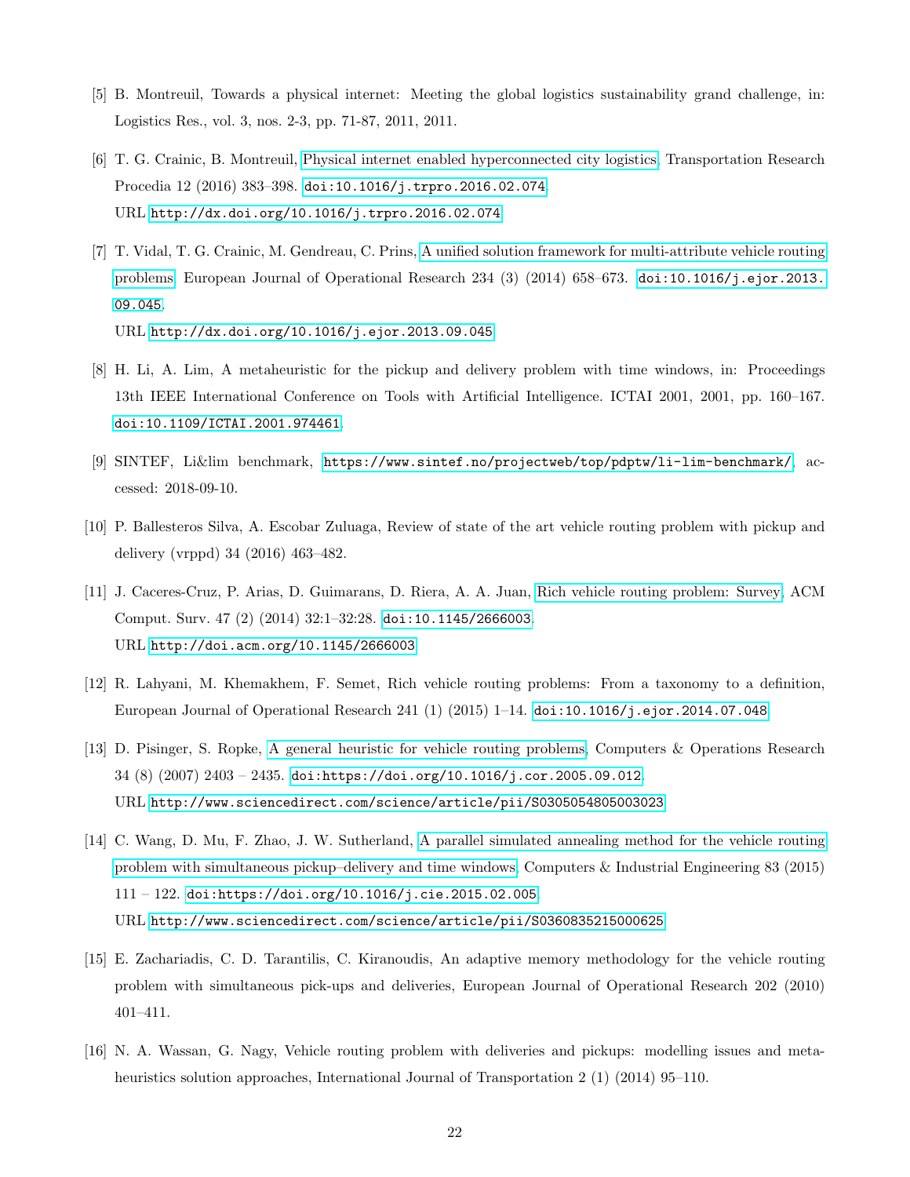[5] B. Montreuil, Towards a physical internet: Meeting the global logistics sustainability grand challenge, in: Logistics Res., vol. 3, nos. 2-3, pp. 71-87, 2011, 2011.

[6] T. G. Crainic, B. Montreuil, Physical internet enabled hyperconnected city logistics, Transportation Research Procedia 12 (2016) 383–398. doi:10.1016/j.trpro.2016.02.074.
URL http://dx.doi.org/10.1016/j.trpro.2016.02.074

[7] T. Vidal, T. G. Crainic, M. Gendreau, C. Prins, A unified solution framework for multi-attribute vehicle routing problems, European Journal of Operational Research 234 (3) (2014) 658–673. doi:10.1016/j.ejor.2013.09.045.
URL http://dx.doi.org/10.1016/j.ejor.2013.09.045

[8] H. Li, A. Lim, A metaheuristic for the pickup and delivery problem with time windows, in: Proceedings 13th IEEE International Conference on Tools with Artificial Intelligence. ICTAI 2001, 2001, pp. 160–167. doi:10.1109/ICTAI.2001.974461.

[9] SINTEF, Li&lim benchmark, https://www.sintef.no/projectweb/top/pdptw/li-lim-benchmark/, accessed: 2018-09-10.

[10] P. Ballesteros Silva, A. Escobar Zuluaga, Review of state of the art vehicle routing problem with pickup and delivery (vrppd) 34 (2016) 463–482.

[11] J. Caceres-Cruz, P. Arias, D. Guimarans, D. Riera, A. A. Juan, Rich vehicle routing problem: Survey, ACM Comput. Surv. 47 (2) (2014) 32:1–32:28. doi:10.1145/2666003.
URL http://doi.acm.org/10.1145/2666003

[12] R. Lahyani, M. Khemakhem, F. Semet, Rich vehicle routing problems: From a taxonomy to a definition, European Journal of Operational Research 241 (1) (2015) 1–14. doi:10.1016/j.ejor.2014.07.048.

[13] D. Pisinger, S. Ropke, A general heuristic for vehicle routing problems, Computers & Operations Research 34 (8) (2007) 2403 – 2435. doi:https://doi.org/10.1016/j.cor.2005.09.012.
URL http://www.sciencedirect.com/science/article/pii/S0305054805003023

[14] C. Wang, D. Mu, F. Zhao, J. W. Sutherland, A parallel simulated annealing method for the vehicle routing problem with simultaneous pickup–delivery and time windows, Computers & Industrial Engineering 83 (2015) 111 – 122. doi:https://doi.org/10.1016/j.cie.2015.02.005.
URL http://www.sciencedirect.com/science/article/pii/S0360835215000625

[15] E. Zachariadis, C. D. Tarantilis, C. Kiranoudis, An adaptive memory methodology for the vehicle routing problem with simultaneous pick-ups and deliveries, European Journal of Operational Research 202 (2010) 401–411.

[16] N. A. Wassan, G. Nagy, Vehicle routing problem with deliveries and pickups: modelling issues and meta-heuristics solution approaches, International Journal of Transportation 2 (1) (2014) 95–110.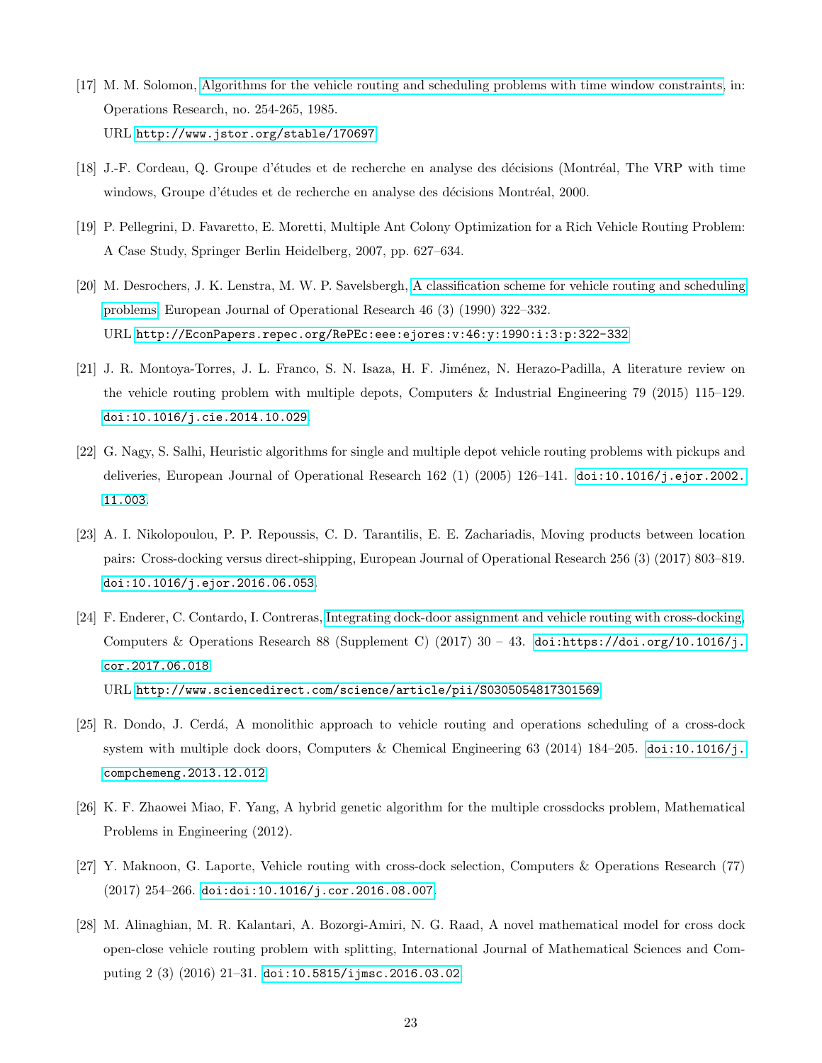[17] M. M. Solomon, Algorithms for the vehicle routing and scheduling problems with time window constraints, in: Operations Research, no. 254-265, 1985.
URL http://www.jstor.org/stable/170697

[18] J.-F. Cordeau, Q. Groupe d'études et de recherche en analyse des décisions (Montréal, The VRP with time windows, Groupe d'études et de recherche en analyse des décisions Montréal, 2000.

[19] P. Pellegrini, D. Favaretto, E. Moretti, Multiple Ant Colony Optimization for a Rich Vehicle Routing Problem: A Case Study, Springer Berlin Heidelberg, 2007, pp. 627–634.

[20] M. Desrochers, J. K. Lenstra, M. W. P. Savelsbergh, A classification scheme for vehicle routing and scheduling problems, European Journal of Operational Research 46 (3) (1990) 322–332.
URL http://EconPapers.repec.org/RePEc:eee:ejores:v:46:y:1990:i:3:p:322-332

[21] J. R. Montoya-Torres, J. L. Franco, S. N. Isaza, H. F. Jiménez, N. Herazo-Padilla, A literature review on the vehicle routing problem with multiple depots, Computers & Industrial Engineering 79 (2015) 115–129. doi:10.1016/j.cie.2014.10.029.

[22] G. Nagy, S. Salhi, Heuristic algorithms for single and multiple depot vehicle routing problems with pickups and deliveries, European Journal of Operational Research 162 (1) (2005) 126–141. doi:10.1016/j.ejor.2002.11.003.

[23] A. I. Nikolopoulou, P. P. Repoussis, C. D. Tarantilis, E. E. Zachariadis, Moving products between location pairs: Cross-docking versus direct-shipping, European Journal of Operational Research 256 (3) (2017) 803–819. doi:10.1016/j.ejor.2016.06.053.

[24] F. Enderer, C. Contardo, I. Contreras, Integrating dock-door assignment and vehicle routing with cross-docking, Computers & Operations Research 88 (Supplement C) (2017) 30 – 43. doi:https://doi.org/10.1016/j.cor.2017.06.018.
URL http://www.sciencedirect.com/science/article/pii/S0305054817301569

[25] R. Dondo, J. Cerdá, A monolithic approach to vehicle routing and operations scheduling of a cross-dock system with multiple dock doors, Computers & Chemical Engineering 63 (2014) 184–205. doi:10.1016/j.compchemeng.2013.12.012.

[26] K. F. Zhaowei Miao, F. Yang, A hybrid genetic algorithm for the multiple crossdocks problem, Mathematical Problems in Engineering (2012).

[27] Y. Maknoon, G. Laporte, Vehicle routing with cross-dock selection, Computers & Operations Research (77) (2017) 254–266. doi:doi:10.1016/j.cor.2016.08.007.

[28] M. Alinaghian, M. R. Kalantari, A. Bozorgi-Amiri, N. G. Raad, A novel mathematical model for cross dock open-close vehicle routing problem with splitting, International Journal of Mathematical Sciences and Computing 2 (3) (2016) 21–31. doi:10.5815/ijmsc.2016.03.02.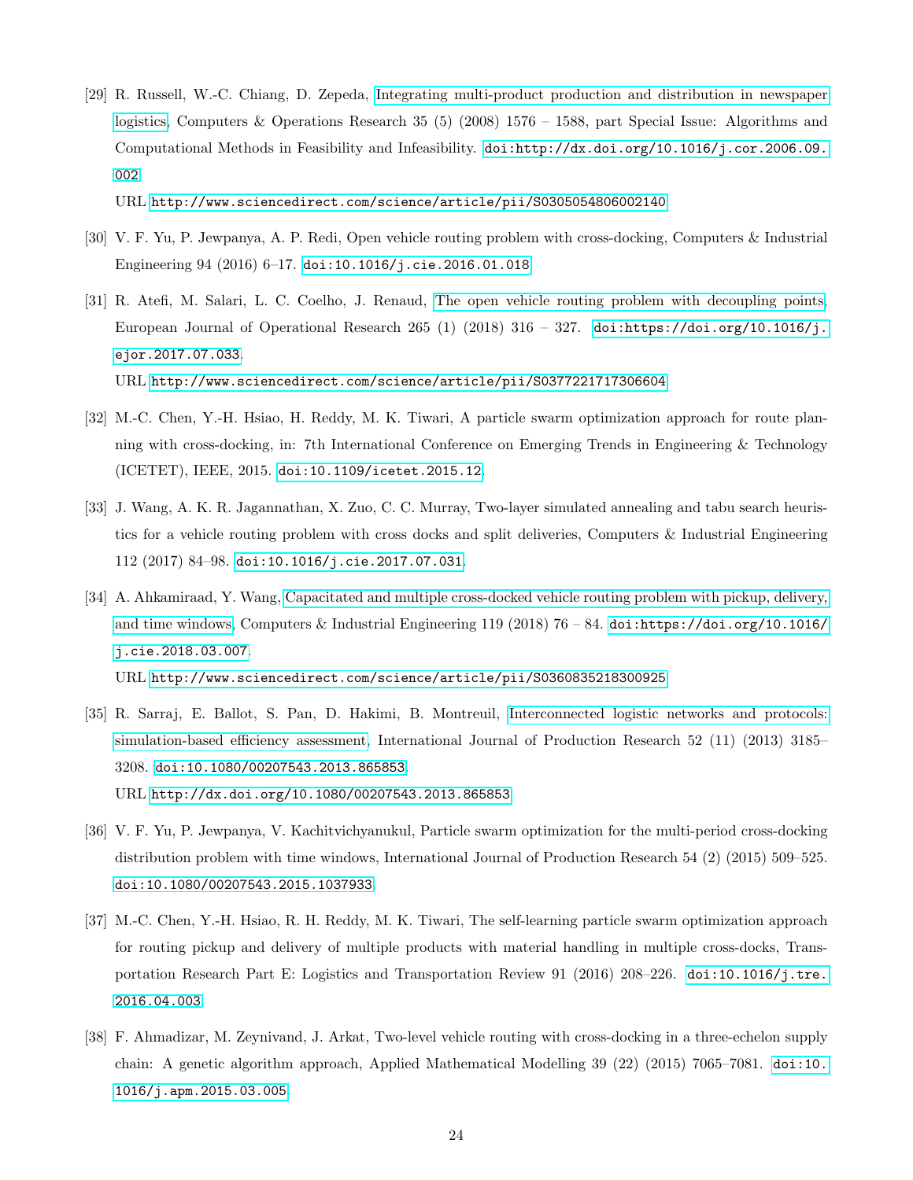[29] R. Russell, W.-C. Chiang, D. Zepeda, Integrating multi-product production and distribution in newspaper logistics, Computers & Operations Research 35 (5) (2008) 1576 – 1588, part Special Issue: Algorithms and Computational Methods in Feasibility and Infeasibility. doi:http://dx.doi.org/10.1016/j.cor.2006.09.002.
URL http://www.sciencedirect.com/science/article/pii/S0305054806002140

[30] V. F. Yu, P. Jewpanya, A. P. Redi, Open vehicle routing problem with cross-docking, Computers & Industrial Engineering 94 (2016) 6–17. doi:10.1016/j.cie.2016.01.018.

[31] R. Atefi, M. Salari, L. C. Coelho, J. Renaud, The open vehicle routing problem with decoupling points, European Journal of Operational Research 265 (1) (2018) 316 – 327. doi:https://doi.org/10.1016/j.ejor.2017.07.033.
URL http://www.sciencedirect.com/science/article/pii/S0377221717306604

[32] M.-C. Chen, Y.-H. Hsiao, H. Reddy, M. K. Tiwari, A particle swarm optimization approach for route planning with cross-docking, in: 7th International Conference on Emerging Trends in Engineering & Technology (ICETET), IEEE, 2015. doi:10.1109/icetet.2015.12.

[33] J. Wang, A. K. R. Jagannathan, X. Zuo, C. C. Murray, Two-layer simulated annealing and tabu search heuristics for a vehicle routing problem with cross docks and split deliveries, Computers & Industrial Engineering 112 (2017) 84–98. doi:10.1016/j.cie.2017.07.031.

[34] A. Ahkamiraad, Y. Wang, Capacitated and multiple cross-docked vehicle routing problem with pickup, delivery, and time windows, Computers & Industrial Engineering 119 (2018) 76 – 84. doi:https://doi.org/10.1016/j.cie.2018.03.007.
URL http://www.sciencedirect.com/science/article/pii/S0360835218300925

[35] R. Sarraj, E. Ballot, S. Pan, D. Hakimi, B. Montreuil, Interconnected logistic networks and protocols: simulation-based efficiency assessment, International Journal of Production Research 52 (11) (2013) 3185–3208. doi:10.1080/00207543.2013.865853.
URL http://dx.doi.org/10.1080/00207543.2013.865853

[36] V. F. Yu, P. Jewpanya, V. Kachitvichyanukul, Particle swarm optimization for the multi-period cross-docking distribution problem with time windows, International Journal of Production Research 54 (2) (2015) 509–525. doi:10.1080/00207543.2015.1037933.

[37] M.-C. Chen, Y.-H. Hsiao, R. H. Reddy, M. K. Tiwari, The self-learning particle swarm optimization approach for routing pickup and delivery of multiple products with material handling in multiple cross-docks, Transportation Research Part E: Logistics and Transportation Review 91 (2016) 208–226. doi:10.1016/j.tre.2016.04.003.

[38] F. Ahmadizar, M. Zeynivand, J. Arkat, Two-level vehicle routing with cross-docking in a three-echelon supply chain: A genetic algorithm approach, Applied Mathematical Modelling 39 (22) (2015) 7065–7081. doi:10.1016/j.apm.2015.03.005.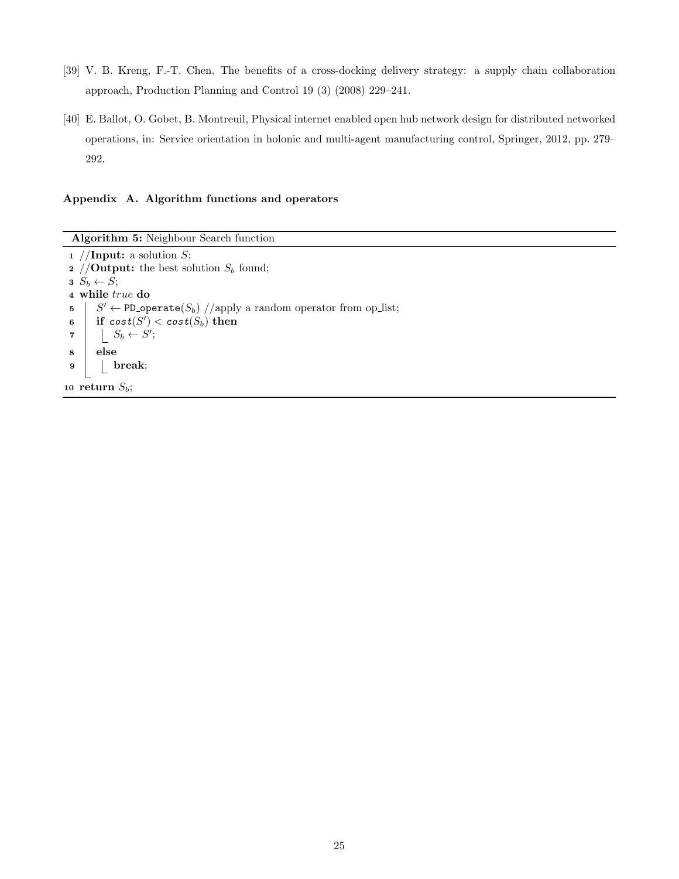[39] V. B. Kreng, F.-T. Chen, The benefits of a cross-docking delivery strategy: a supply chain collaboration approach, Production Planning and Control 19 (3) (2008) 229–241.

[40] E. Ballot, O. Gobet, B. Montreuil, Physical internet enabled open hub network design for distributed networked operations, in: Service orientation in holonic and multi-agent manufacturing control, Springer, 2012, pp. 279–292.

## Appendix A. Algorithm functions and operators

**Algorithm 5:** Neighbour Search function

```
1  //Input: a solution S;
2  //Output: the best solution S_b found;
3  S_b ← S;
4  while true do
5  |   S' ← PD_operate(S_b) //apply a random operator from op_list;
6  |   if cost(S') < cost(S_b) then
7  |   |   S_b ← S';
8  |   else
9  |   |   break;
10 return S_b;
```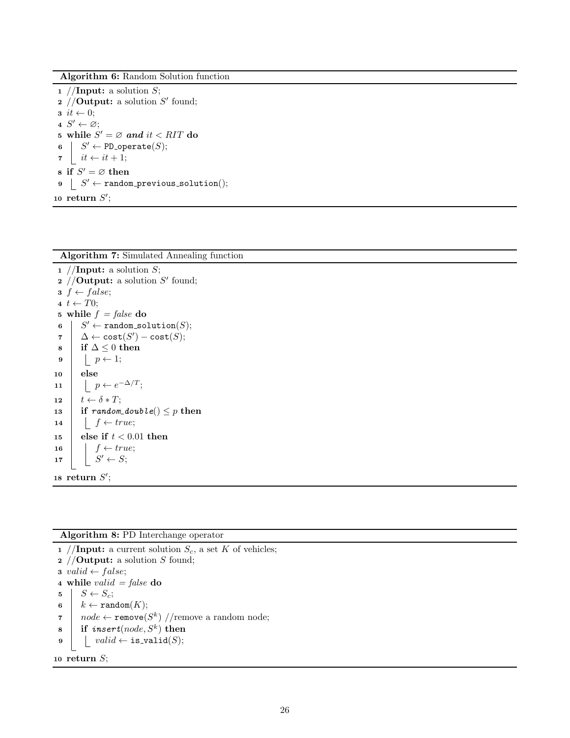**Algorithm 6:** Random Solution function

```
1  //Input: a solution S;
2  //Output: a solution S' found;
3  it ← 0;
4  S' ← ∅;
5  while S' = ∅ and it < RIT do
6      S' ← PD_operate(S);
7      it ← it + 1;
8  if S' = ∅ then
9      S' ← random_previous_solution();
10 return S';
```

**Algorithm 7:** Simulated Annealing function

```
1  //Input: a solution S;
2  //Output: a solution S' found;
3  f ← false;
4  t ← T0;
5  while f = false do
6      S' ← random_solution(S);
7      Δ ← cost(S') − cost(S);
8      if Δ ≤ 0 then
9          p ← 1;
10     else
11         p ← e^{−Δ/T};
12     t ← δ ∗ T;
13     if random_double() ≤ p then
14         f ← true;
15     else if t < 0.01 then
16         f ← true;
17         S' ← S;
18 return S';
```

**Algorithm 8:** PD Interchange operator

```
1  //Input: a current solution S_c, a set K of vehicles;
2  //Output: a solution S found;
3  valid ← false;
4  while valid = false do
5      S ← S_c;
6      k ← random(K);
7      node ← remove(S^k) //remove a random node;
8      if insert(node, S^k) then
9          valid ← is_valid(S);
10 return S;
```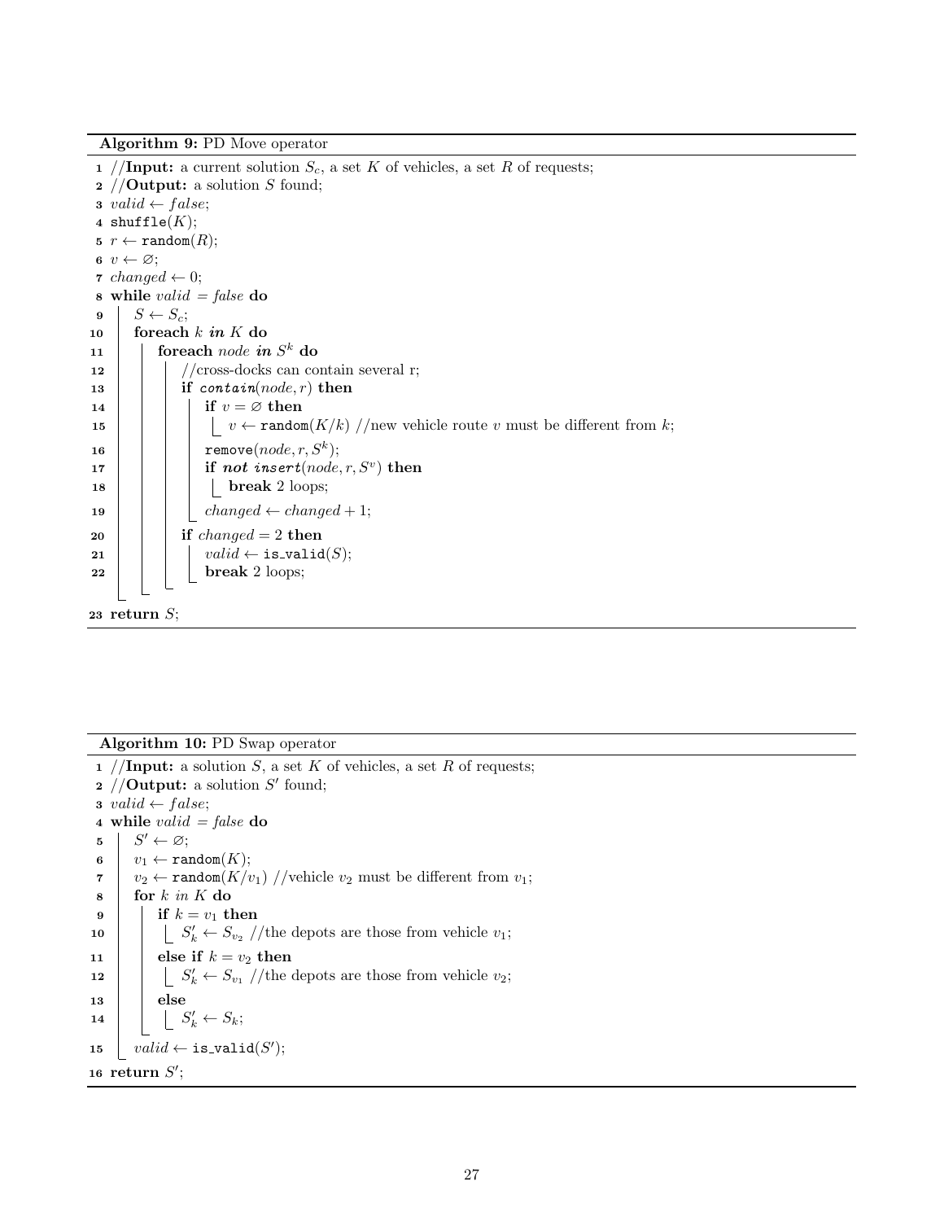**Algorithm 9:** PD Move operator

```
1  //Input: a current solution S_c, a set K of vehicles, a set R of requests;
2  //Output: a solution S found;
3  valid ← false;
4  shuffle(K);
5  r ← random(R);
6  v ← ∅;
7  changed ← 0;
8  while valid = false do
9      S ← S_c;
10     foreach k in K do
11         foreach node in S^k do
12             //cross-docks can contain several r;
13             if contain(node, r) then
14                 if v = ∅ then
15                     v ← random(K/k) //new vehicle route v must be different from k;
16                 remove(node, r, S^k);
17                 if not insert(node, r, S^v) then
18                     break 2 loops;
19                 changed ← changed + 1;
20             if changed = 2 then
21                 valid ← is_valid(S);
22                 break 2 loops;
23 return S;
```

**Algorithm 10:** PD Swap operator

```
1  //Input: a solution S, a set K of vehicles, a set R of requests;
2  //Output: a solution S' found;
3  valid ← false;
4  while valid = false do
5      S' ← ∅;
6      v_1 ← random(K);
7      v_2 ← random(K/v_1) //vehicle v_2 must be different from v_1;
8      for k in K do
9          if k = v_1 then
10             S'_k ← S_{v_2} //the depots are those from vehicle v_1;
11         else if k = v_2 then
12             S'_k ← S_{v_1} //the depots are those from vehicle v_2;
13         else
14             S'_k ← S_k;
15     valid ← is_valid(S');
16 return S';
```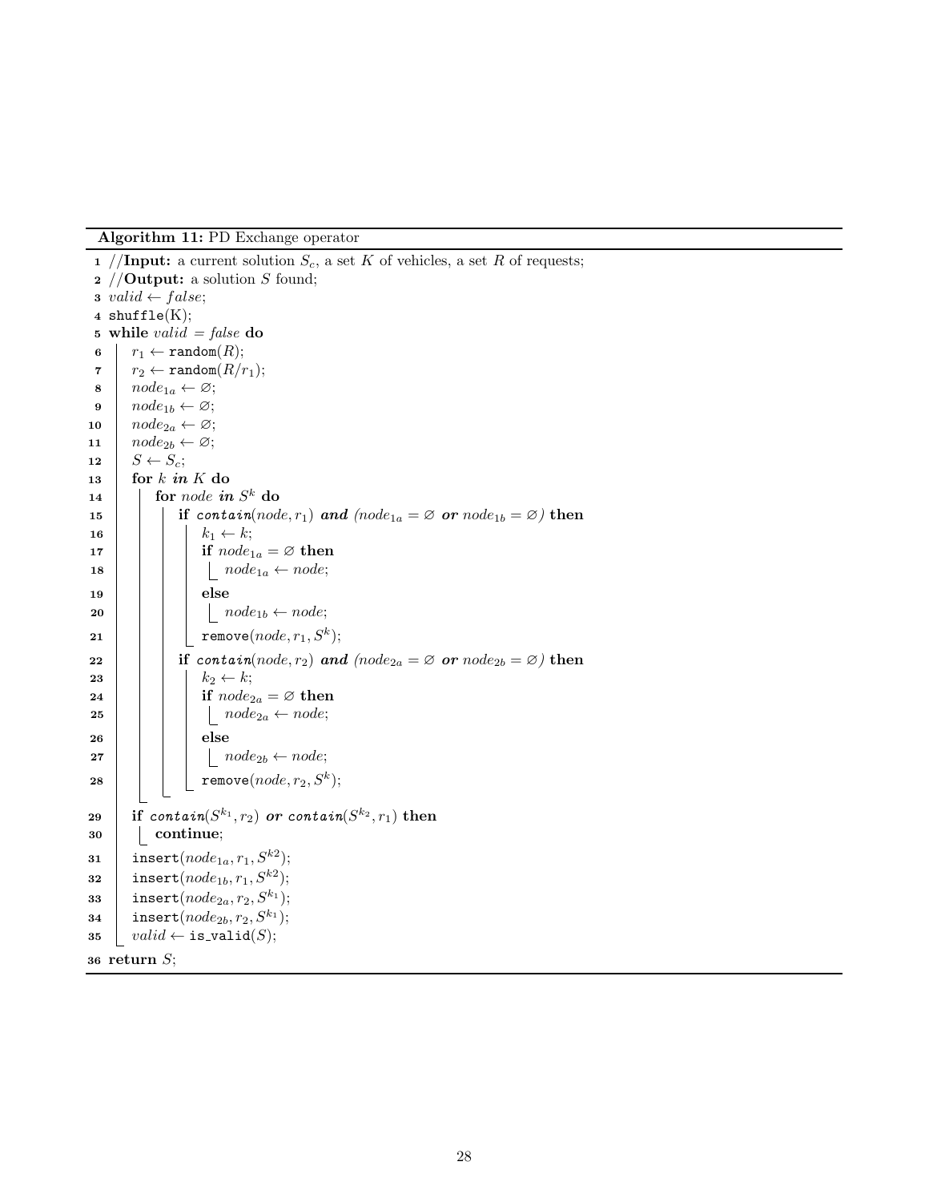**Algorithm 11:** PD Exchange operator

```
1  //Input: a current solution S_c, a set K of vehicles, a set R of requests;
2  //Output: a solution S found;
3  valid ← false;
4  shuffle(K);
5  while valid = false do
6      r_1 ← random(R);
7      r_2 ← random(R/r_1);
8      node_1a ← ∅;
9      node_1b ← ∅;
10     node_2a ← ∅;
11     node_2b ← ∅;
12     S ← S_c;
13     for k in K do
14         for node in S^k do
15             if contain(node, r_1) and (node_1a = ∅ or node_1b = ∅) then
16                 k_1 ← k;
17                 if node_1a = ∅ then
18                     node_1a ← node;
19                 else
20                     node_1b ← node;
21                 remove(node, r_1, S^k);
22             if contain(node, r_2) and (node_2a = ∅ or node_2b = ∅) then
23                 k_2 ← k;
24                 if node_2a = ∅ then
25                     node_2a ← node;
26                 else
27                     node_2b ← node;
28                 remove(node, r_2, S^k);
29     if contain(S^{k_1}, r_2) or contain(S^{k_2}, r_1) then
30         continue;
31     insert(node_1a, r_1, S^{k2});
32     insert(node_1b, r_1, S^{k2});
33     insert(node_2a, r_2, S^{k_1});
34     insert(node_2b, r_2, S^{k_1});
35     valid ← is_valid(S);
36 return S;
```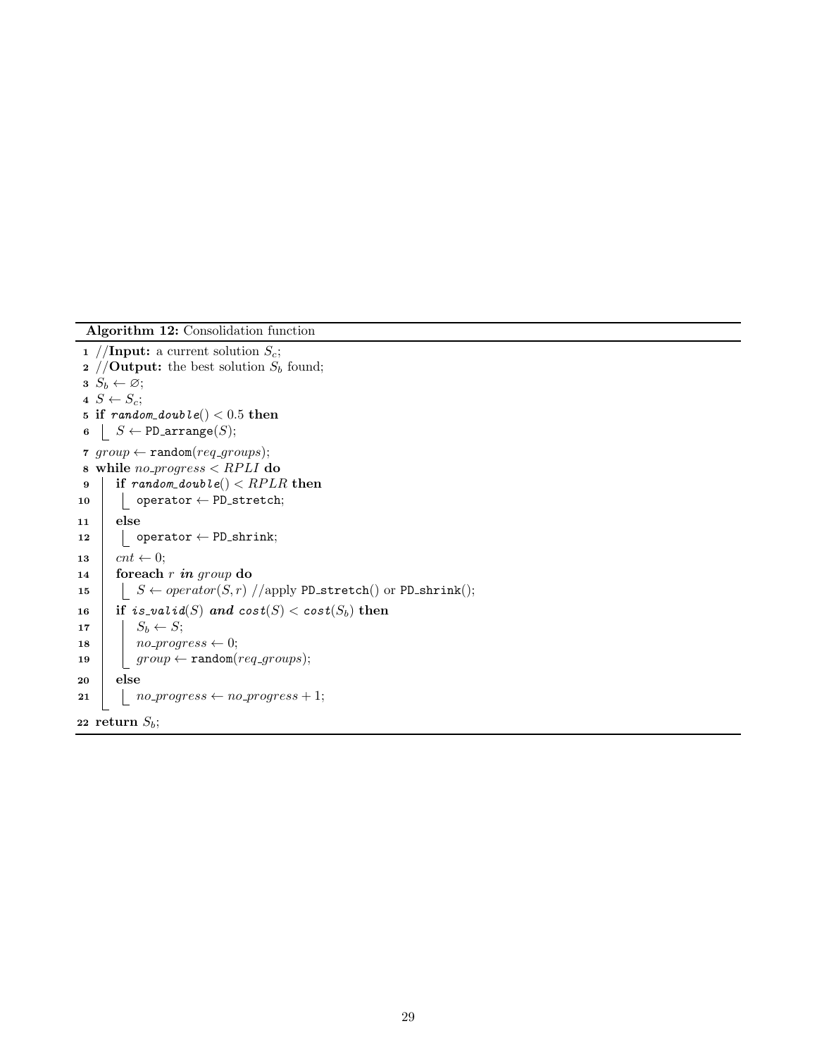**Algorithm 12:** Consolidation function

```
1  //Input: a current solution S_c;
2  //Output: the best solution S_b found;
3  S_b ← ∅;
4  S ← S_c;
5  if random_double() < 0.5 then
6      S ← PD_arrange(S);
7  group ← random(req_groups);
8  while no_progress < RPLI do
9      if random_double() < RPLR then
10         operator ← PD_stretch;
11     else
12         operator ← PD_shrink;
13     cnt ← 0;
14     foreach r in group do
15         S ← operator(S, r) //apply PD_stretch() or PD_shrink();
16     if is_valid(S) and cost(S) < cost(S_b) then
17         S_b ← S;
18         no_progress ← 0;
19         group ← random(req_groups);
20     else
21         no_progress ← no_progress + 1;
22 return S_b;
```